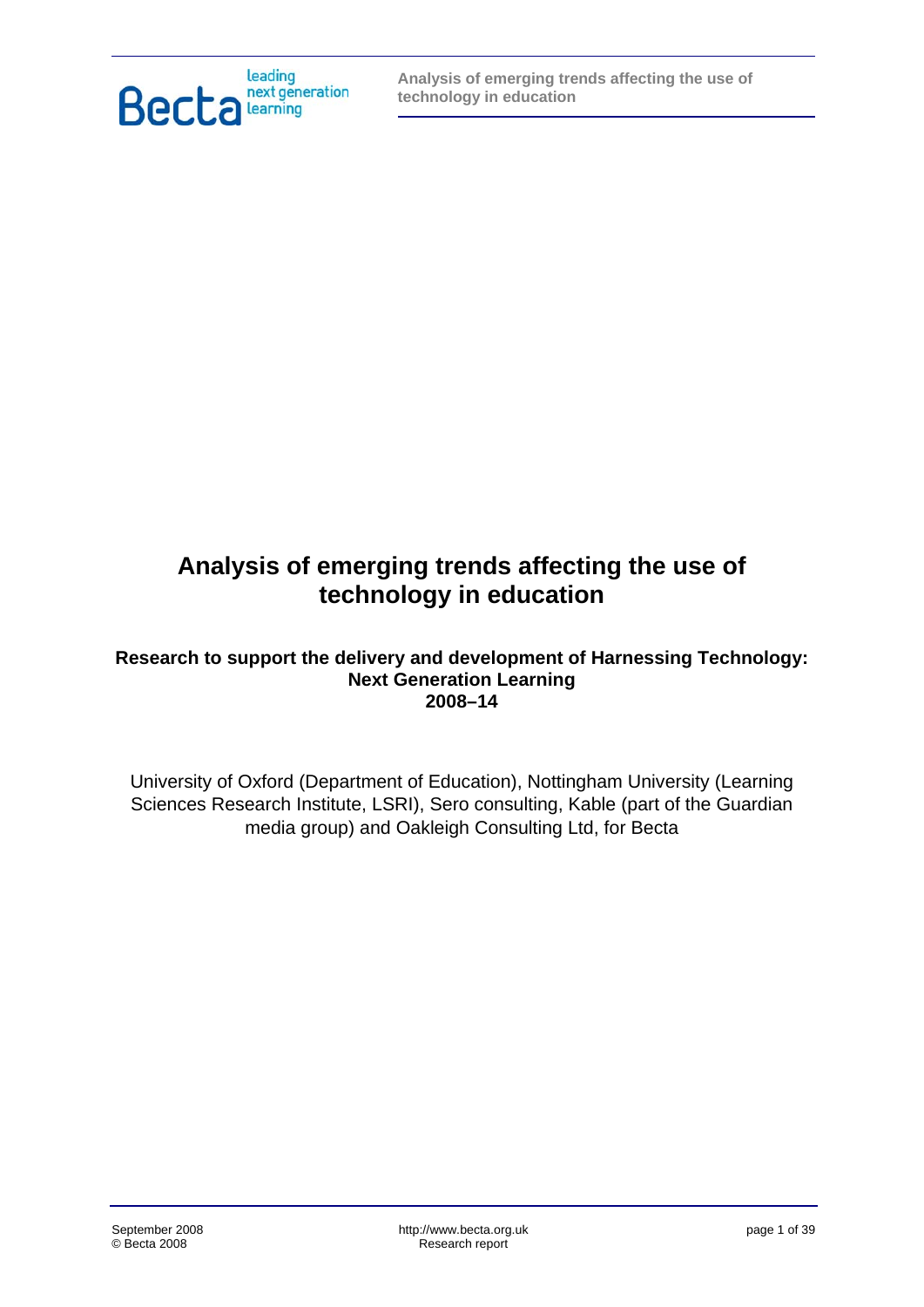# Analysis of emerging trends affecting the use of technology in education

## Research to support the delivery and development of Harnessing Technology: Next Generation Learning 2008–14

University of Oxford (Department of Education), Nottingham University (Learning Sciences Research Institute, LSRI), Sero consulting, Kable (part of the Guardian media group) and Oakleigh Consulting Ltd, for Becta

September 2008
© Becta 2008

http://www.becta.org.uk
Research report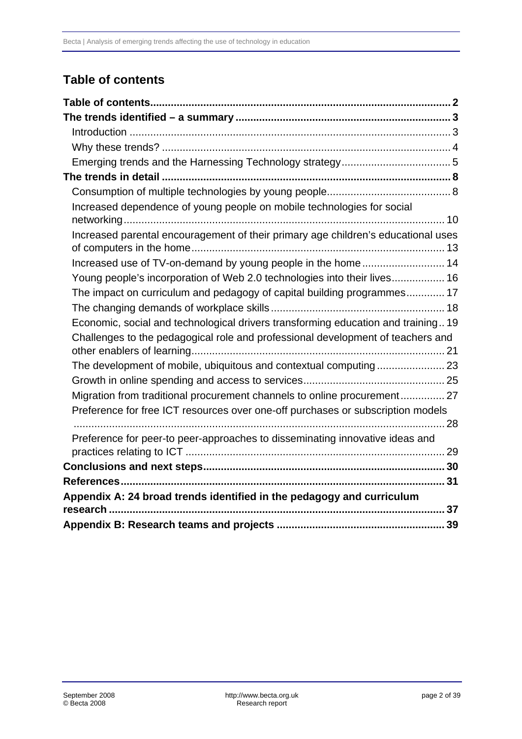## Table of contents

**Table of contents** .......... 2

**The trends identified – a summary** .......... 3

- Introduction .......... 3
- Why these trends? .......... 4
- Emerging trends and the Harnessing Technology strategy .......... 5

**The trends in detail** .......... 8

- Consumption of multiple technologies by young people .......... 8
- Increased dependence of young people on mobile technologies for social networking .......... 10
- Increased parental encouragement of their primary age children's educational uses of computers in the home .......... 13
- Increased use of TV-on-demand by young people in the home .......... 14
- Young people's incorporation of Web 2.0 technologies into their lives .......... 16
- The impact on curriculum and pedagogy of capital building programmes .......... 17
- The changing demands of workplace skills .......... 18
- Economic, social and technological drivers transforming education and training .......... 19
- Challenges to the pedagogical role and professional development of teachers and other enablers of learning .......... 21
- The development of mobile, ubiquitous and contextual computing .......... 23
- Growth in online spending and access to services .......... 25
- Migration from traditional procurement channels to online procurement .......... 27
- Preference for free ICT resources over one-off purchases or subscription models .......... 28
- Preference for peer-to-peer-approaches to disseminating innovative ideas and practices relating to ICT .......... 29

**Conclusions and next steps** .......... 30

**References** .......... 31

**Appendix A: 24 broad trends identified in the pedagogy and curriculum research** .......... 37

**Appendix B: Research teams and projects** .......... 39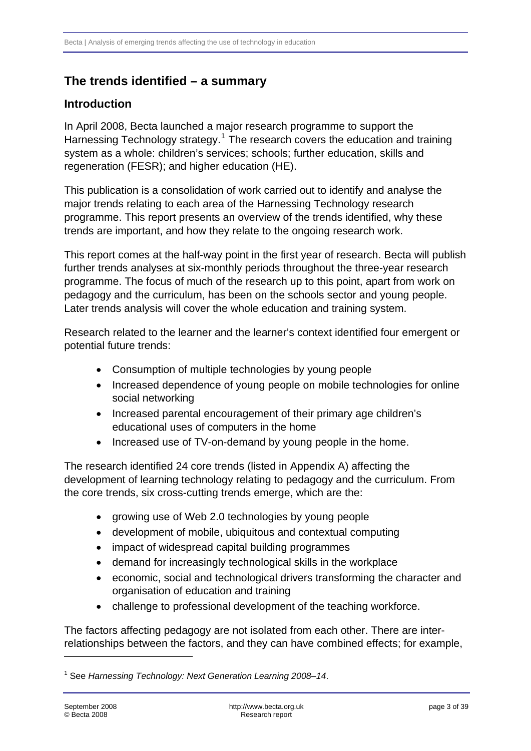## The trends identified – a summary

### Introduction

In April 2008, Becta launched a major research programme to support the Harnessing Technology strategy.[1] The research covers the education and training system as a whole: children's services; schools; further education, skills and regeneration (FESR); and higher education (HE).

This publication is a consolidation of work carried out to identify and analyse the major trends relating to each area of the Harnessing Technology research programme. This report presents an overview of the trends identified, why these trends are important, and how they relate to the ongoing research work.

This report comes at the half-way point in the first year of research. Becta will publish further trends analyses at six-monthly periods throughout the three-year research programme. The focus of much of the research up to this point, apart from work on pedagogy and the curriculum, has been on the schools sector and young people. Later trends analysis will cover the whole education and training system.

Research related to the learner and the learner's context identified four emergent or potential future trends:

- Consumption of multiple technologies by young people
- Increased dependence of young people on mobile technologies for online social networking
- Increased parental encouragement of their primary age children's educational uses of computers in the home
- Increased use of TV-on-demand by young people in the home.

The research identified 24 core trends (listed in Appendix A) affecting the development of learning technology relating to pedagogy and the curriculum. From the core trends, six cross-cutting trends emerge, which are the:

- growing use of Web 2.0 technologies by young people
- development of mobile, ubiquitous and contextual computing
- impact of widespread capital building programmes
- demand for increasingly technological skills in the workplace
- economic, social and technological drivers transforming the character and organisation of education and training
- challenge to professional development of the teaching workforce.

The factors affecting pedagogy are not isolated from each other. There are inter-relationships between the factors, and they can have combined effects; for example,

---

[1] See *Harnessing Technology: Next Generation Learning 2008–14*.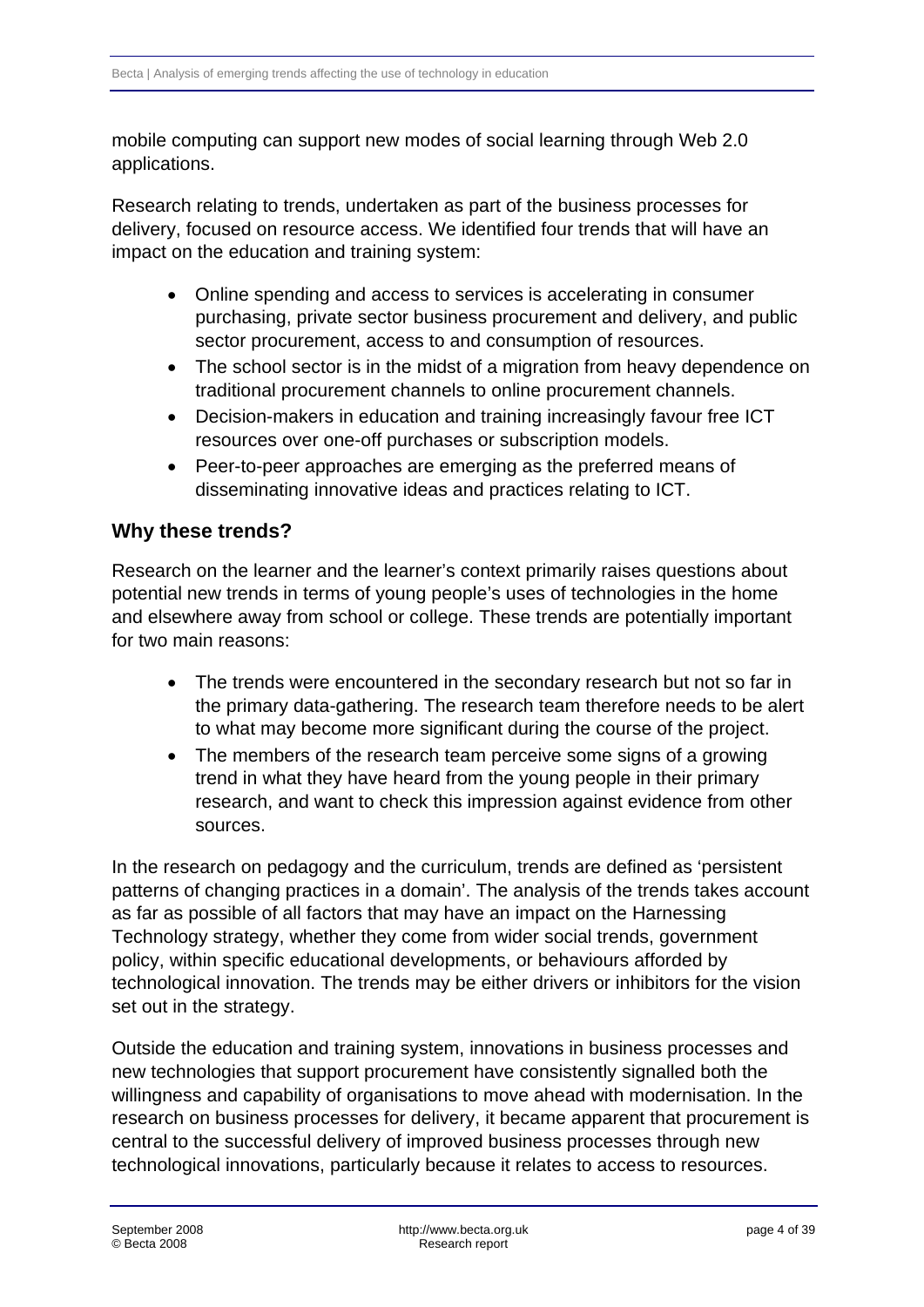mobile computing can support new modes of social learning through Web 2.0 applications.

Research relating to trends, undertaken as part of the business processes for delivery, focused on resource access. We identified four trends that will have an impact on the education and training system:

- Online spending and access to services is accelerating in consumer purchasing, private sector business procurement and delivery, and public sector procurement, access to and consumption of resources.
- The school sector is in the midst of a migration from heavy dependence on traditional procurement channels to online procurement channels.
- Decision-makers in education and training increasingly favour free ICT resources over one-off purchases or subscription models.
- Peer-to-peer approaches are emerging as the preferred means of disseminating innovative ideas and practices relating to ICT.

## Why these trends?

Research on the learner and the learner's context primarily raises questions about potential new trends in terms of young people's uses of technologies in the home and elsewhere away from school or college. These trends are potentially important for two main reasons:

- The trends were encountered in the secondary research but not so far in the primary data-gathering. The research team therefore needs to be alert to what may become more significant during the course of the project.
- The members of the research team perceive some signs of a growing trend in what they have heard from the young people in their primary research, and want to check this impression against evidence from other sources.

In the research on pedagogy and the curriculum, trends are defined as 'persistent patterns of changing practices in a domain'. The analysis of the trends takes account as far as possible of all factors that may have an impact on the Harnessing Technology strategy, whether they come from wider social trends, government policy, within specific educational developments, or behaviours afforded by technological innovation. The trends may be either drivers or inhibitors for the vision set out in the strategy.

Outside the education and training system, innovations in business processes and new technologies that support procurement have consistently signalled both the willingness and capability of organisations to move ahead with modernisation. In the research on business processes for delivery, it became apparent that procurement is central to the successful delivery of improved business processes through new technological innovations, particularly because it relates to access to resources.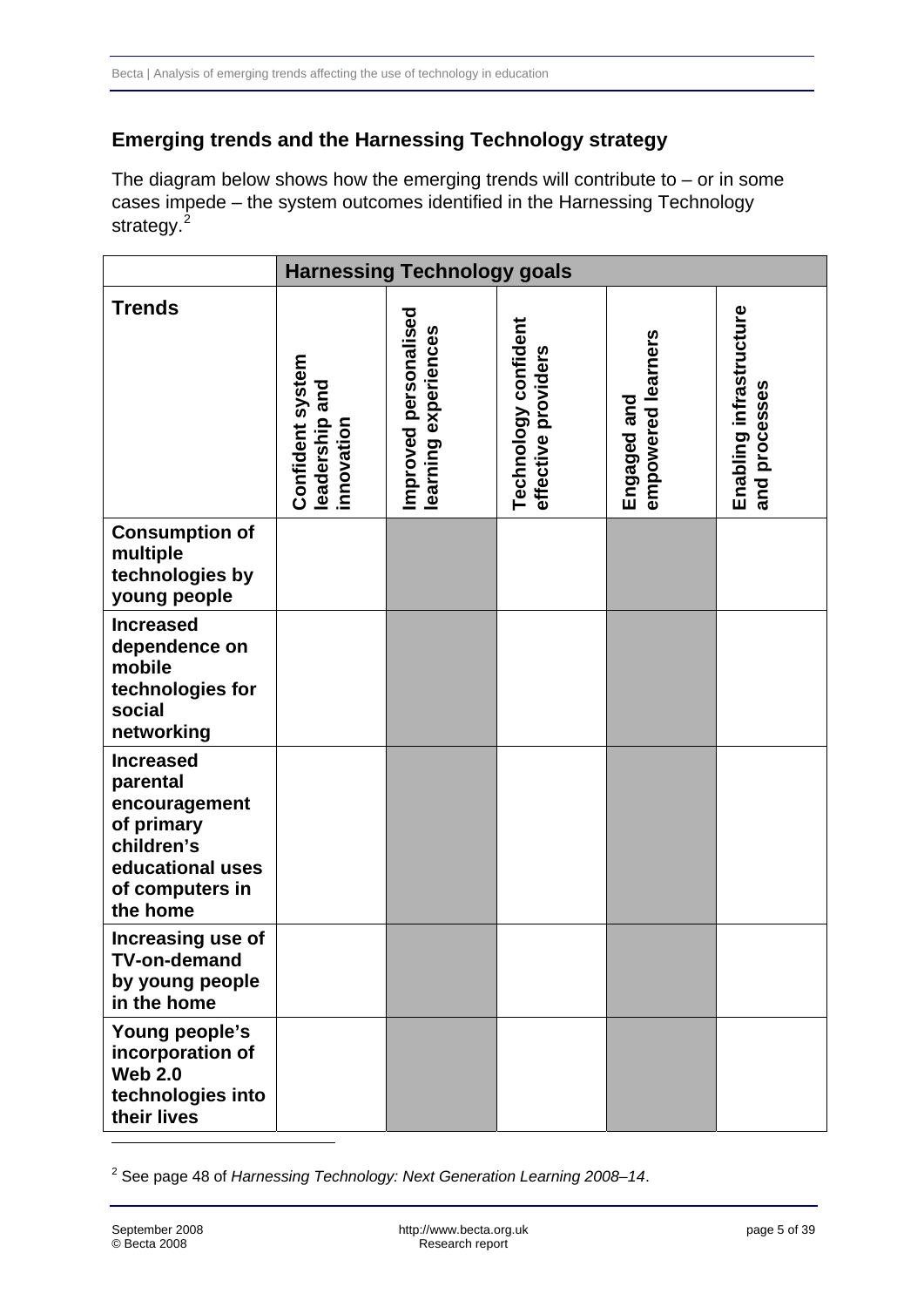## Emerging trends and the Harnessing Technology strategy

The diagram below shows how the emerging trends will contribute to – or in some cases impede – the system outcomes identified in the Harnessing Technology strategy.[2]

| | **Harnessing Technology goals** | | | | |
|---|---|---|---|---|---|
| **Trends** | **Confident system leadership and innovation** | **Improved personalised learning experiences** | **Technology confident effective providers** | **Engaged and empowered learners** | **Enabling infrastructure and processes** |
| **Consumption of multiple technologies by young people** | | | | | |
| **Increased dependence on mobile technologies for social networking** | | | | | |
| **Increased parental encouragement of primary children's educational uses of computers in the home** | | | | | |
| **Increasing use of TV-on-demand by young people in the home** | | | | | |
| **Young people's incorporation of Web 2.0 technologies into their lives** | | | | | |

[2] See page 48 of *Harnessing Technology: Next Generation Learning 2008–14*.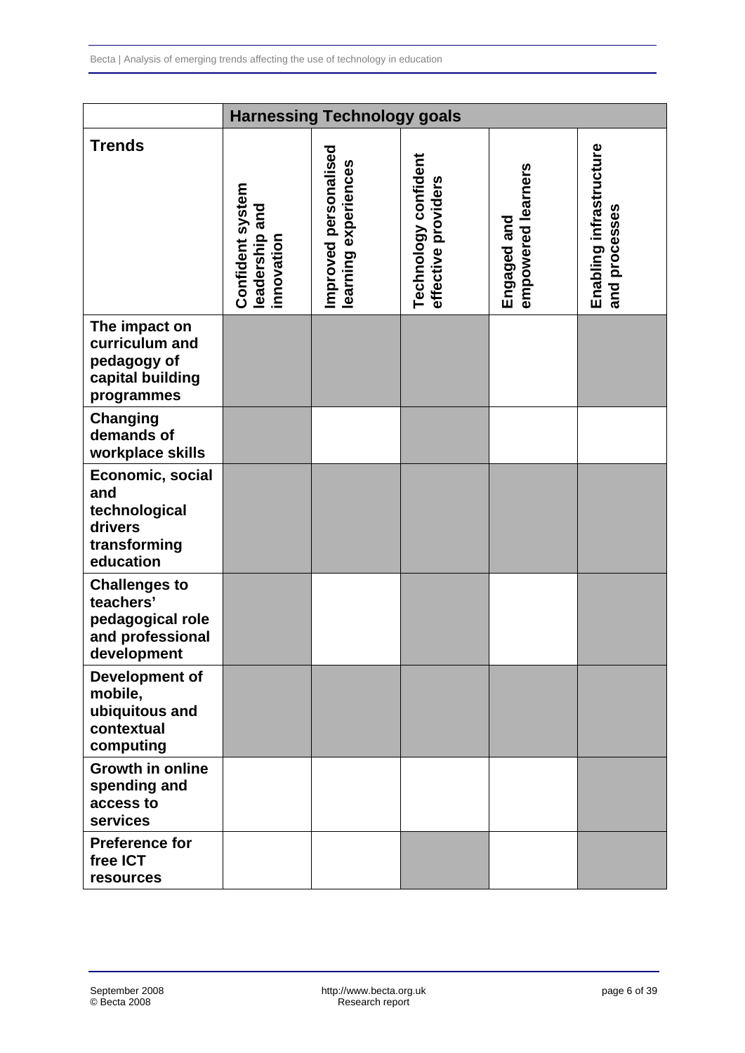| | Harnessing Technology goals | | | | |
|---|---|---|---|---|---|
| **Trends** | **Confident system leadership and innovation** | **Improved personalised learning experiences** | **Technology confident effective providers** | **Engaged and empowered learners** | **Enabling infrastructure and processes** |
| **The impact on curriculum and pedagogy of capital building programmes** | ■ | ■ | ■ | | ■ |
| **Changing demands of workplace skills** | ■ | | ■ | | |
| **Economic, social and technological drivers transforming education** | ■ | ■ | ■ | ■ | ■ |
| **Challenges to teachers' pedagogical role and professional development** | ■ | | ■ | | ■ |
| **Development of mobile, ubiquitous and contextual computing** | ■ | ■ | ■ | ■ | ■ |
| **Growth in online spending and access to services** | | | | | ■ |
| **Preference for free ICT resources** | | | ■ | | ■ |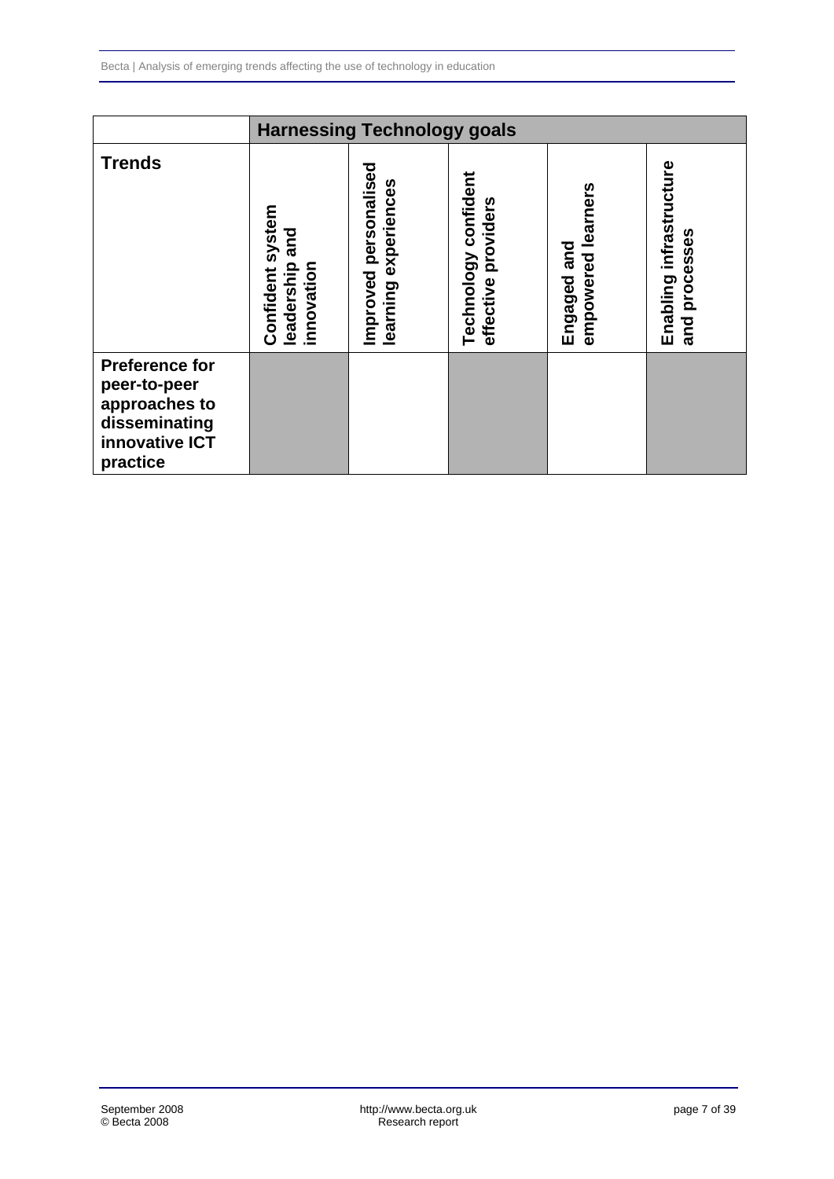| | Harnessing Technology goals | | | | |
|---|---|---|---|---|---|
| **Trends** | **Confident system leadership and innovation** | **Improved personalised learning experiences** | **Technology confident effective providers** | **Engaged and empowered learners** | **Enabling infrastructure and processes** |
| **Preference for peer-to-peer approaches to disseminating innovative ICT practice** | | | | | |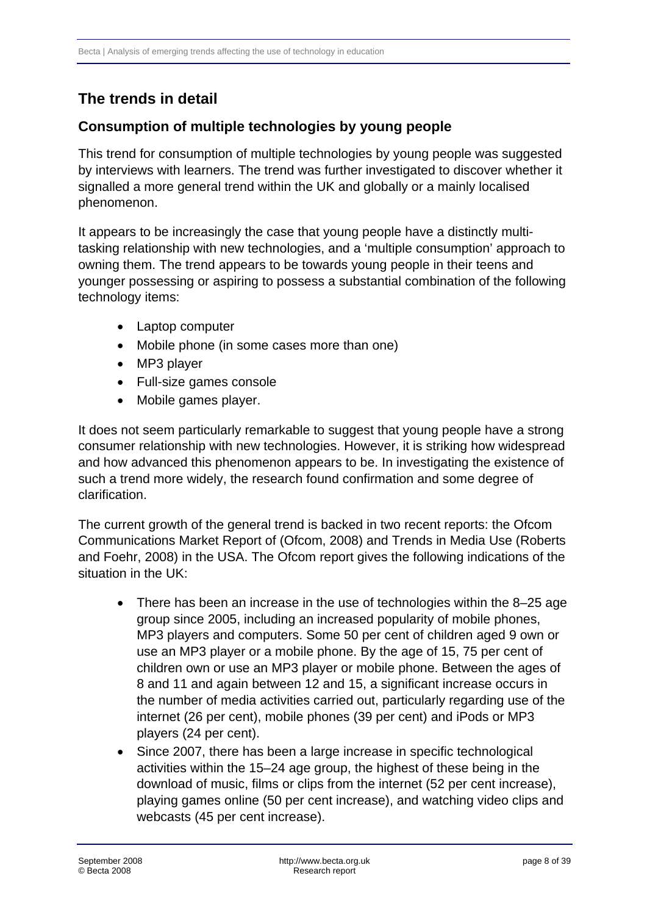## The trends in detail

### Consumption of multiple technologies by young people

This trend for consumption of multiple technologies by young people was suggested by interviews with learners. The trend was further investigated to discover whether it signalled a more general trend within the UK and globally or a mainly localised phenomenon.

It appears to be increasingly the case that young people have a distinctly multi-tasking relationship with new technologies, and a 'multiple consumption' approach to owning them. The trend appears to be towards young people in their teens and younger possessing or aspiring to possess a substantial combination of the following technology items:

- Laptop computer
- Mobile phone (in some cases more than one)
- MP3 player
- Full-size games console
- Mobile games player.

It does not seem particularly remarkable to suggest that young people have a strong consumer relationship with new technologies. However, it is striking how widespread and how advanced this phenomenon appears to be. In investigating the existence of such a trend more widely, the research found confirmation and some degree of clarification.

The current growth of the general trend is backed in two recent reports: the Ofcom Communications Market Report of (Ofcom, 2008) and Trends in Media Use (Roberts and Foehr, 2008) in the USA. The Ofcom report gives the following indications of the situation in the UK:

- There has been an increase in the use of technologies within the 8–25 age group since 2005, including an increased popularity of mobile phones, MP3 players and computers. Some 50 per cent of children aged 9 own or use an MP3 player or a mobile phone. By the age of 15, 75 per cent of children own or use an MP3 player or mobile phone. Between the ages of 8 and 11 and again between 12 and 15, a significant increase occurs in the number of media activities carried out, particularly regarding use of the internet (26 per cent), mobile phones (39 per cent) and iPods or MP3 players (24 per cent).
- Since 2007, there has been a large increase in specific technological activities within the 15–24 age group, the highest of these being in the download of music, films or clips from the internet (52 per cent increase), playing games online (50 per cent increase), and watching video clips and webcasts (45 per cent increase).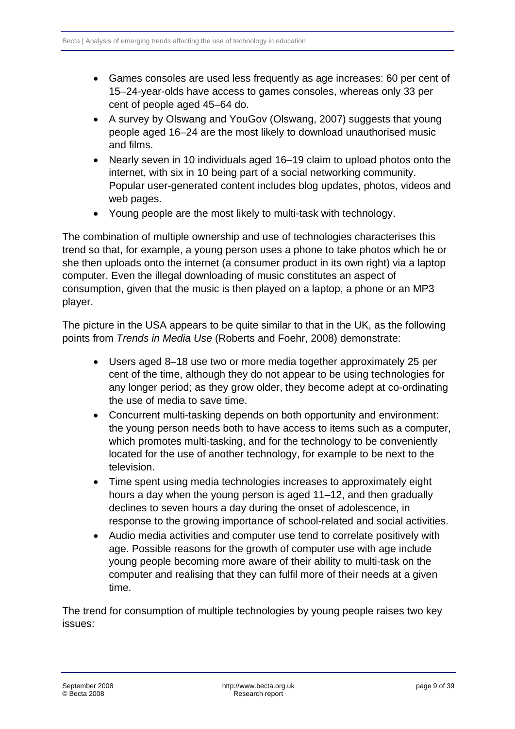- Games consoles are used less frequently as age increases: 60 per cent of 15–24-year-olds have access to games consoles, whereas only 33 per cent of people aged 45–64 do.
- A survey by Olswang and YouGov (Olswang, 2007) suggests that young people aged 16–24 are the most likely to download unauthorised music and films.
- Nearly seven in 10 individuals aged 16–19 claim to upload photos onto the internet, with six in 10 being part of a social networking community. Popular user-generated content includes blog updates, photos, videos and web pages.
- Young people are the most likely to multi-task with technology.

The combination of multiple ownership and use of technologies characterises this trend so that, for example, a young person uses a phone to take photos which he or she then uploads onto the internet (a consumer product in its own right) via a laptop computer. Even the illegal downloading of music constitutes an aspect of consumption, given that the music is then played on a laptop, a phone or an MP3 player.

The picture in the USA appears to be quite similar to that in the UK, as the following points from *Trends in Media Use* (Roberts and Foehr, 2008) demonstrate:

- Users aged 8–18 use two or more media together approximately 25 per cent of the time, although they do not appear to be using technologies for any longer period; as they grow older, they become adept at co-ordinating the use of media to save time.
- Concurrent multi-tasking depends on both opportunity and environment: the young person needs both to have access to items such as a computer, which promotes multi-tasking, and for the technology to be conveniently located for the use of another technology, for example to be next to the television.
- Time spent using media technologies increases to approximately eight hours a day when the young person is aged 11–12, and then gradually declines to seven hours a day during the onset of adolescence, in response to the growing importance of school-related and social activities.
- Audio media activities and computer use tend to correlate positively with age. Possible reasons for the growth of computer use with age include young people becoming more aware of their ability to multi-task on the computer and realising that they can fulfil more of their needs at a given time.

The trend for consumption of multiple technologies by young people raises two key issues: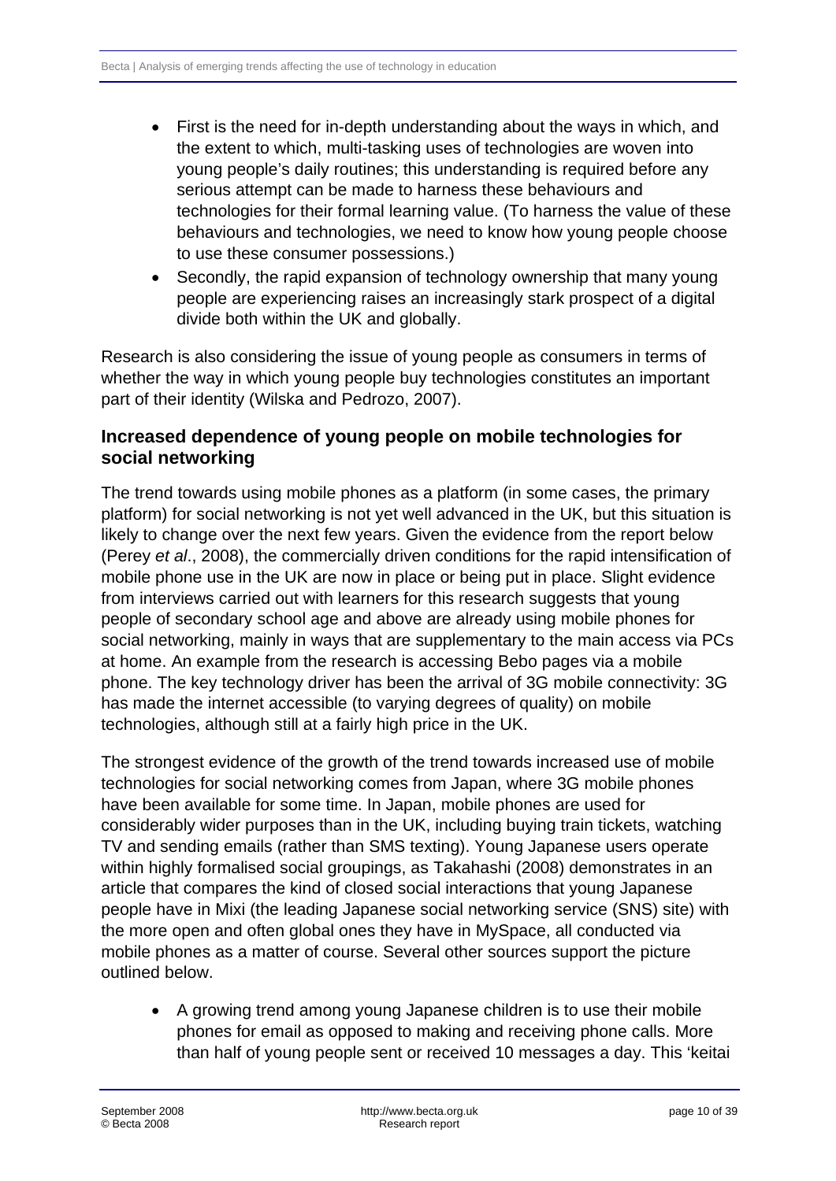- First is the need for in-depth understanding about the ways in which, and the extent to which, multi-tasking uses of technologies are woven into young people's daily routines; this understanding is required before any serious attempt can be made to harness these behaviours and technologies for their formal learning value. (To harness the value of these behaviours and technologies, we need to know how young people choose to use these consumer possessions.)
- Secondly, the rapid expansion of technology ownership that many young people are experiencing raises an increasingly stark prospect of a digital divide both within the UK and globally.

Research is also considering the issue of young people as consumers in terms of whether the way in which young people buy technologies constitutes an important part of their identity (Wilska and Pedrozo, 2007).

### Increased dependence of young people on mobile technologies for social networking

The trend towards using mobile phones as a platform (in some cases, the primary platform) for social networking is not yet well advanced in the UK, but this situation is likely to change over the next few years. Given the evidence from the report below (Perey *et al*., 2008), the commercially driven conditions for the rapid intensification of mobile phone use in the UK are now in place or being put in place. Slight evidence from interviews carried out with learners for this research suggests that young people of secondary school age and above are already using mobile phones for social networking, mainly in ways that are supplementary to the main access via PCs at home. An example from the research is accessing Bebo pages via a mobile phone. The key technology driver has been the arrival of 3G mobile connectivity: 3G has made the internet accessible (to varying degrees of quality) on mobile technologies, although still at a fairly high price in the UK.

The strongest evidence of the growth of the trend towards increased use of mobile technologies for social networking comes from Japan, where 3G mobile phones have been available for some time. In Japan, mobile phones are used for considerably wider purposes than in the UK, including buying train tickets, watching TV and sending emails (rather than SMS texting). Young Japanese users operate within highly formalised social groupings, as Takahashi (2008) demonstrates in an article that compares the kind of closed social interactions that young Japanese people have in Mixi (the leading Japanese social networking service (SNS) site) with the more open and often global ones they have in MySpace, all conducted via mobile phones as a matter of course. Several other sources support the picture outlined below.

- A growing trend among young Japanese children is to use their mobile phones for email as opposed to making and receiving phone calls. More than half of young people sent or received 10 messages a day. This 'keitai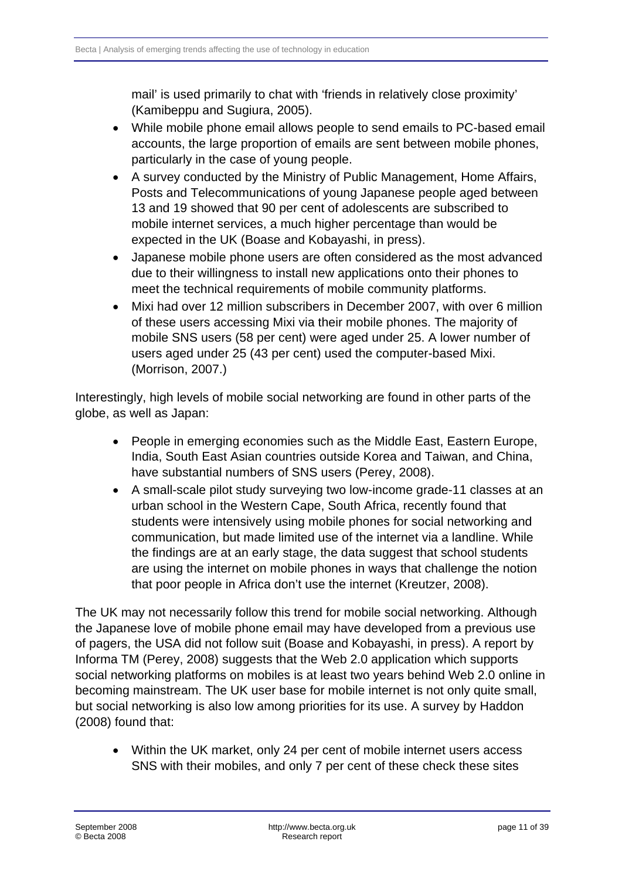mail' is used primarily to chat with 'friends in relatively close proximity' (Kamibeppu and Sugiura, 2005).

- While mobile phone email allows people to send emails to PC-based email accounts, the large proportion of emails are sent between mobile phones, particularly in the case of young people.
- A survey conducted by the Ministry of Public Management, Home Affairs, Posts and Telecommunications of young Japanese people aged between 13 and 19 showed that 90 per cent of adolescents are subscribed to mobile internet services, a much higher percentage than would be expected in the UK (Boase and Kobayashi, in press).
- Japanese mobile phone users are often considered as the most advanced due to their willingness to install new applications onto their phones to meet the technical requirements of mobile community platforms.
- Mixi had over 12 million subscribers in December 2007, with over 6 million of these users accessing Mixi via their mobile phones. The majority of mobile SNS users (58 per cent) were aged under 25. A lower number of users aged under 25 (43 per cent) used the computer-based Mixi. (Morrison, 2007.)

Interestingly, high levels of mobile social networking are found in other parts of the globe, as well as Japan:

- People in emerging economies such as the Middle East, Eastern Europe, India, South East Asian countries outside Korea and Taiwan, and China, have substantial numbers of SNS users (Perey, 2008).
- A small-scale pilot study surveying two low-income grade-11 classes at an urban school in the Western Cape, South Africa, recently found that students were intensively using mobile phones for social networking and communication, but made limited use of the internet via a landline. While the findings are at an early stage, the data suggest that school students are using the internet on mobile phones in ways that challenge the notion that poor people in Africa don't use the internet (Kreutzer, 2008).

The UK may not necessarily follow this trend for mobile social networking. Although the Japanese love of mobile phone email may have developed from a previous use of pagers, the USA did not follow suit (Boase and Kobayashi, in press). A report by Informa TM (Perey, 2008) suggests that the Web 2.0 application which supports social networking platforms on mobiles is at least two years behind Web 2.0 online in becoming mainstream. The UK user base for mobile internet is not only quite small, but social networking is also low among priorities for its use. A survey by Haddon (2008) found that:

- Within the UK market, only 24 per cent of mobile internet users access SNS with their mobiles, and only 7 per cent of these check these sites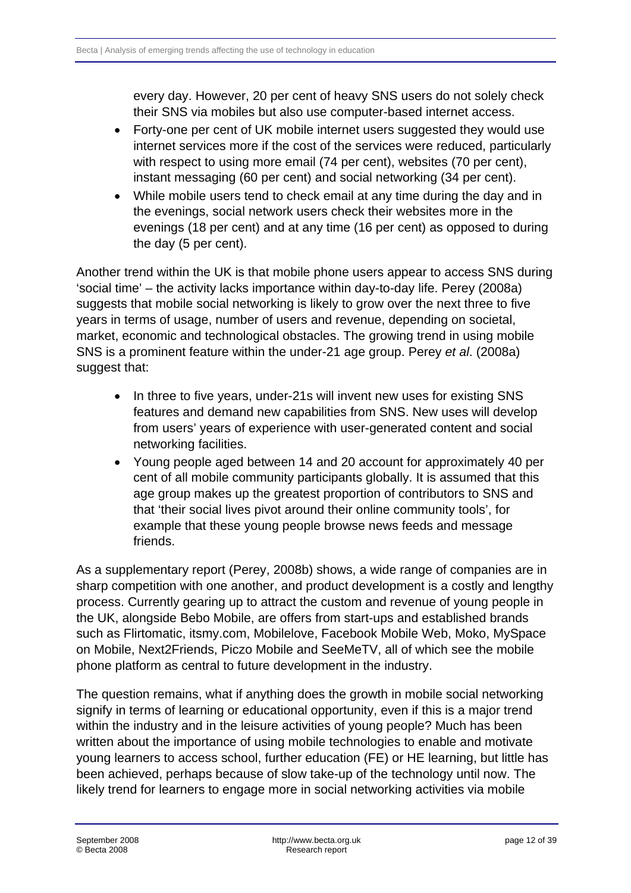every day. However, 20 per cent of heavy SNS users do not solely check their SNS via mobiles but also use computer-based internet access.

- Forty-one per cent of UK mobile internet users suggested they would use internet services more if the cost of the services were reduced, particularly with respect to using more email (74 per cent), websites (70 per cent), instant messaging (60 per cent) and social networking (34 per cent).
- While mobile users tend to check email at any time during the day and in the evenings, social network users check their websites more in the evenings (18 per cent) and at any time (16 per cent) as opposed to during the day (5 per cent).

Another trend within the UK is that mobile phone users appear to access SNS during 'social time' – the activity lacks importance within day-to-day life. Perey (2008a) suggests that mobile social networking is likely to grow over the next three to five years in terms of usage, number of users and revenue, depending on societal, market, economic and technological obstacles. The growing trend in using mobile SNS is a prominent feature within the under-21 age group. Perey *et al*. (2008a) suggest that:

- In three to five years, under-21s will invent new uses for existing SNS features and demand new capabilities from SNS. New uses will develop from users' years of experience with user-generated content and social networking facilities.
- Young people aged between 14 and 20 account for approximately 40 per cent of all mobile community participants globally. It is assumed that this age group makes up the greatest proportion of contributors to SNS and that 'their social lives pivot around their online community tools', for example that these young people browse news feeds and message friends.

As a supplementary report (Perey, 2008b) shows, a wide range of companies are in sharp competition with one another, and product development is a costly and lengthy process. Currently gearing up to attract the custom and revenue of young people in the UK, alongside Bebo Mobile, are offers from start-ups and established brands such as Flirtomatic, itsmy.com, Mobilelove, Facebook Mobile Web, Moko, MySpace on Mobile, Next2Friends, Piczo Mobile and SeeMeTV, all of which see the mobile phone platform as central to future development in the industry.

The question remains, what if anything does the growth in mobile social networking signify in terms of learning or educational opportunity, even if this is a major trend within the industry and in the leisure activities of young people? Much has been written about the importance of using mobile technologies to enable and motivate young learners to access school, further education (FE) or HE learning, but little has been achieved, perhaps because of slow take-up of the technology until now. The likely trend for learners to engage more in social networking activities via mobile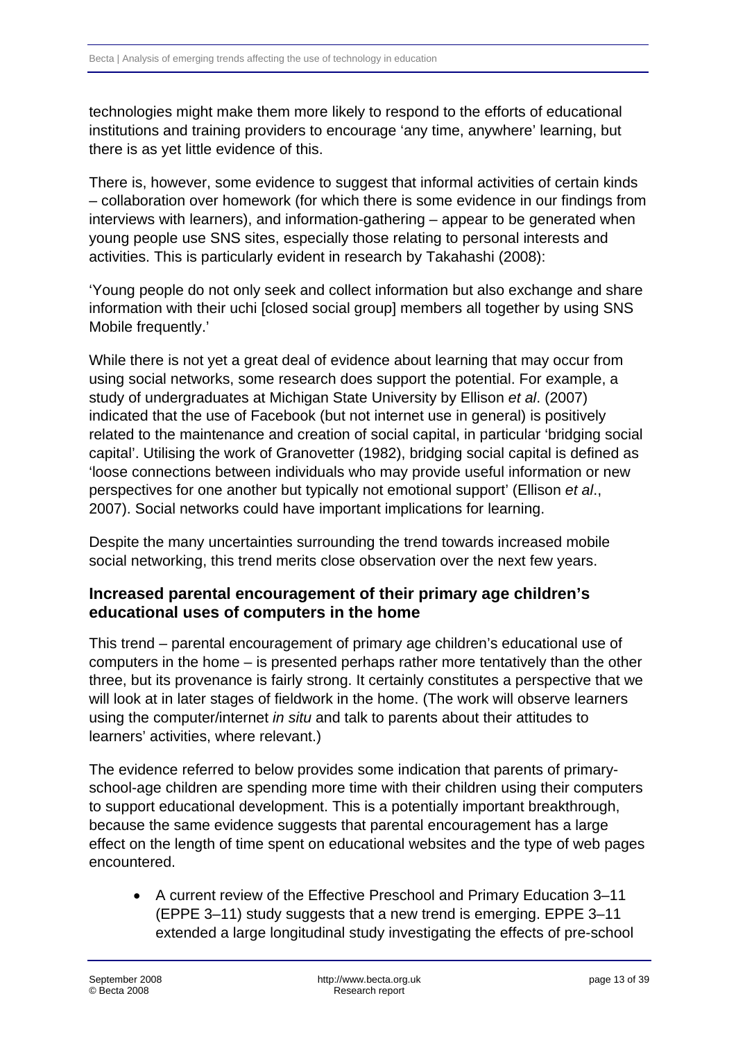technologies might make them more likely to respond to the efforts of educational institutions and training providers to encourage 'any time, anywhere' learning, but there is as yet little evidence of this.

There is, however, some evidence to suggest that informal activities of certain kinds – collaboration over homework (for which there is some evidence in our findings from interviews with learners), and information-gathering – appear to be generated when young people use SNS sites, especially those relating to personal interests and activities. This is particularly evident in research by Takahashi (2008):

'Young people do not only seek and collect information but also exchange and share information with their uchi [closed social group] members all together by using SNS Mobile frequently.'

While there is not yet a great deal of evidence about learning that may occur from using social networks, some research does support the potential. For example, a study of undergraduates at Michigan State University by Ellison *et al*. (2007) indicated that the use of Facebook (but not internet use in general) is positively related to the maintenance and creation of social capital, in particular 'bridging social capital'. Utilising the work of Granovetter (1982), bridging social capital is defined as 'loose connections between individuals who may provide useful information or new perspectives for one another but typically not emotional support' (Ellison *et al*., 2007). Social networks could have important implications for learning.

Despite the many uncertainties surrounding the trend towards increased mobile social networking, this trend merits close observation over the next few years.

### Increased parental encouragement of their primary age children's educational uses of computers in the home

This trend – parental encouragement of primary age children's educational use of computers in the home – is presented perhaps rather more tentatively than the other three, but its provenance is fairly strong. It certainly constitutes a perspective that we will look at in later stages of fieldwork in the home. (The work will observe learners using the computer/internet *in situ* and talk to parents about their attitudes to learners' activities, where relevant.)

The evidence referred to below provides some indication that parents of primary-school-age children are spending more time with their children using their computers to support educational development. This is a potentially important breakthrough, because the same evidence suggests that parental encouragement has a large effect on the length of time spent on educational websites and the type of web pages encountered.

- A current review of the Effective Preschool and Primary Education 3–11 (EPPE 3–11) study suggests that a new trend is emerging. EPPE 3–11 extended a large longitudinal study investigating the effects of pre-school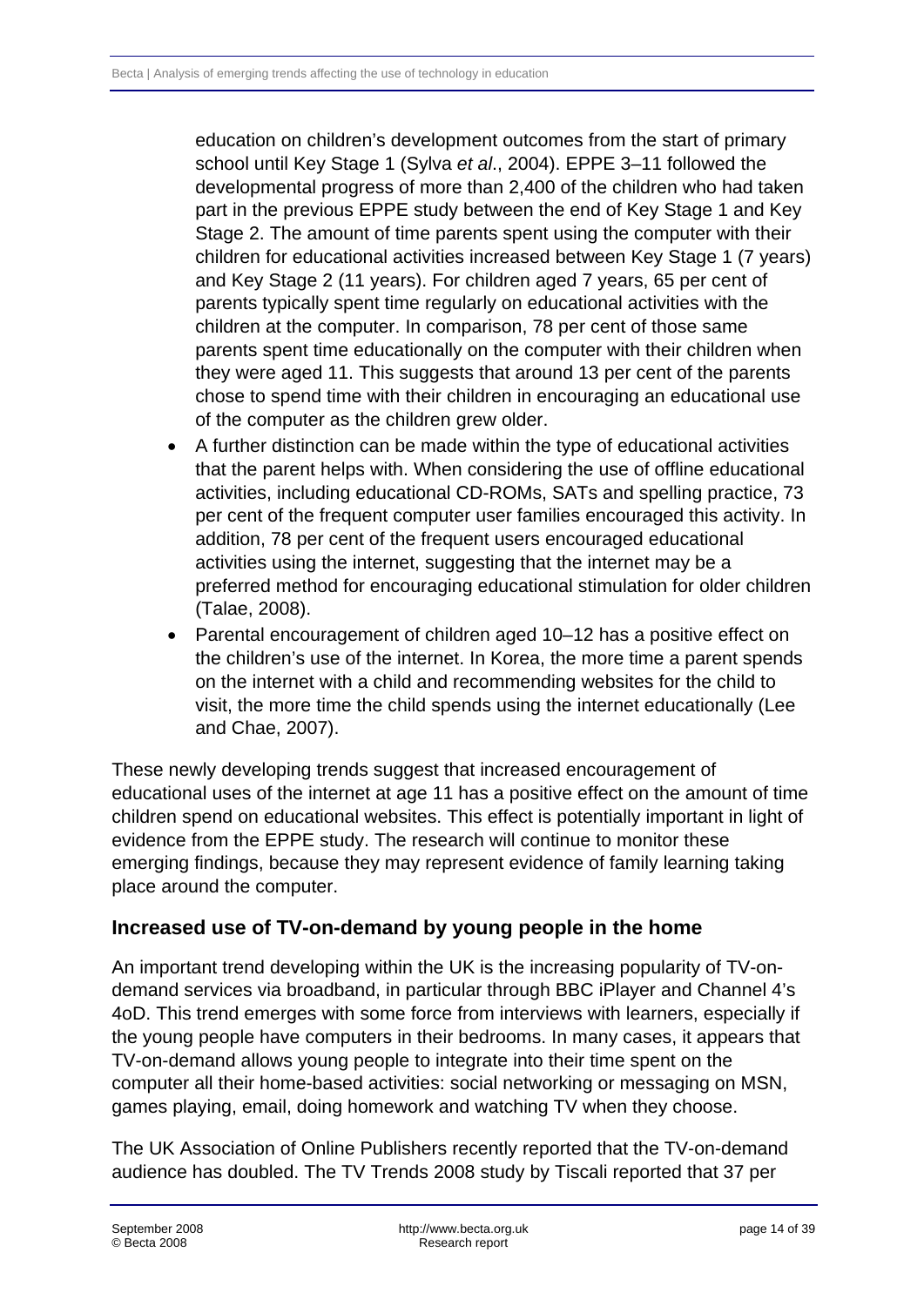education on children's development outcomes from the start of primary school until Key Stage 1 (Sylva *et al*., 2004). EPPE 3–11 followed the developmental progress of more than 2,400 of the children who had taken part in the previous EPPE study between the end of Key Stage 1 and Key Stage 2. The amount of time parents spent using the computer with their children for educational activities increased between Key Stage 1 (7 years) and Key Stage 2 (11 years). For children aged 7 years, 65 per cent of parents typically spent time regularly on educational activities with the children at the computer. In comparison, 78 per cent of those same parents spent time educationally on the computer with their children when they were aged 11. This suggests that around 13 per cent of the parents chose to spend time with their children in encouraging an educational use of the computer as the children grew older.

- A further distinction can be made within the type of educational activities that the parent helps with. When considering the use of offline educational activities, including educational CD-ROMs, SATs and spelling practice, 73 per cent of the frequent computer user families encouraged this activity. In addition, 78 per cent of the frequent users encouraged educational activities using the internet, suggesting that the internet may be a preferred method for encouraging educational stimulation for older children (Talae, 2008).
- Parental encouragement of children aged 10–12 has a positive effect on the children's use of the internet. In Korea, the more time a parent spends on the internet with a child and recommending websites for the child to visit, the more time the child spends using the internet educationally (Lee and Chae, 2007).

These newly developing trends suggest that increased encouragement of educational uses of the internet at age 11 has a positive effect on the amount of time children spend on educational websites. This effect is potentially important in light of evidence from the EPPE study. The research will continue to monitor these emerging findings, because they may represent evidence of family learning taking place around the computer.

## Increased use of TV-on-demand by young people in the home

An important trend developing within the UK is the increasing popularity of TV-on-demand services via broadband, in particular through BBC iPlayer and Channel 4's 4oD. This trend emerges with some force from interviews with learners, especially if the young people have computers in their bedrooms. In many cases, it appears that TV-on-demand allows young people to integrate into their time spent on the computer all their home-based activities: social networking or messaging on MSN, games playing, email, doing homework and watching TV when they choose.

The UK Association of Online Publishers recently reported that the TV-on-demand audience has doubled. The TV Trends 2008 study by Tiscali reported that 37 per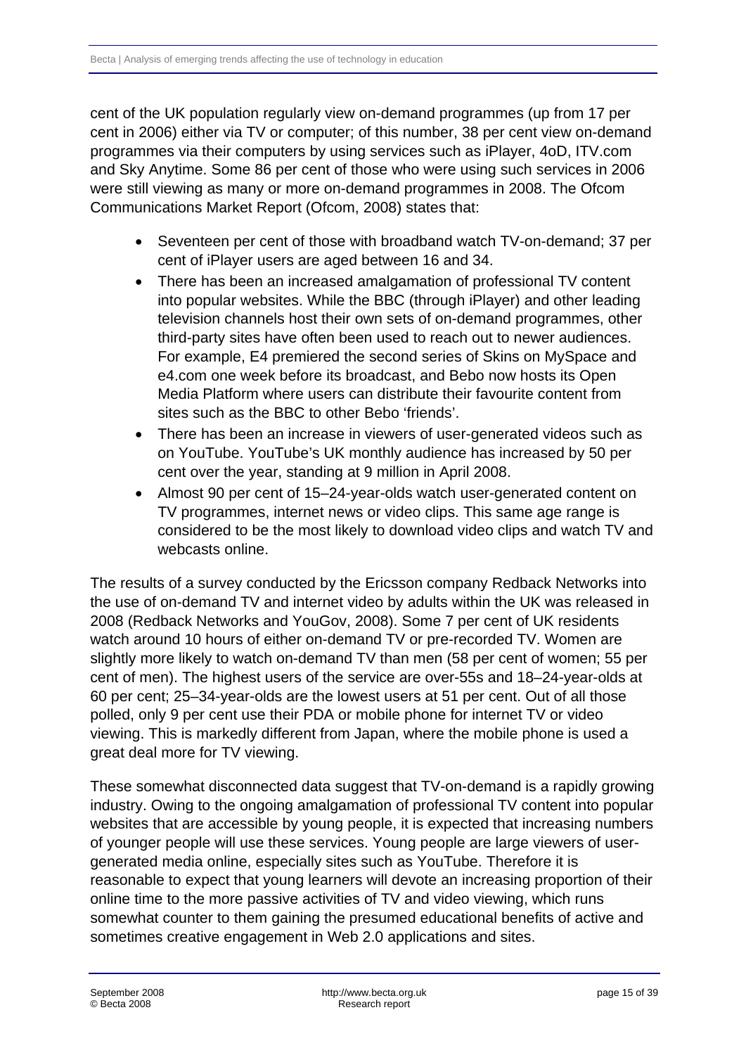cent of the UK population regularly view on-demand programmes (up from 17 per cent in 2006) either via TV or computer; of this number, 38 per cent view on-demand programmes via their computers by using services such as iPlayer, 4oD, ITV.com and Sky Anytime. Some 86 per cent of those who were using such services in 2006 were still viewing as many or more on-demand programmes in 2008. The Ofcom Communications Market Report (Ofcom, 2008) states that:

- Seventeen per cent of those with broadband watch TV-on-demand; 37 per cent of iPlayer users are aged between 16 and 34.
- There has been an increased amalgamation of professional TV content into popular websites. While the BBC (through iPlayer) and other leading television channels host their own sets of on-demand programmes, other third-party sites have often been used to reach out to newer audiences. For example, E4 premiered the second series of Skins on MySpace and e4.com one week before its broadcast, and Bebo now hosts its Open Media Platform where users can distribute their favourite content from sites such as the BBC to other Bebo 'friends'.
- There has been an increase in viewers of user-generated videos such as on YouTube. YouTube's UK monthly audience has increased by 50 per cent over the year, standing at 9 million in April 2008.
- Almost 90 per cent of 15–24-year-olds watch user-generated content on TV programmes, internet news or video clips. This same age range is considered to be the most likely to download video clips and watch TV and webcasts online.

The results of a survey conducted by the Ericsson company Redback Networks into the use of on-demand TV and internet video by adults within the UK was released in 2008 (Redback Networks and YouGov, 2008). Some 7 per cent of UK residents watch around 10 hours of either on-demand TV or pre-recorded TV. Women are slightly more likely to watch on-demand TV than men (58 per cent of women; 55 per cent of men). The highest users of the service are over-55s and 18–24-year-olds at 60 per cent; 25–34-year-olds are the lowest users at 51 per cent. Out of all those polled, only 9 per cent use their PDA or mobile phone for internet TV or video viewing. This is markedly different from Japan, where the mobile phone is used a great deal more for TV viewing.

These somewhat disconnected data suggest that TV-on-demand is a rapidly growing industry. Owing to the ongoing amalgamation of professional TV content into popular websites that are accessible by young people, it is expected that increasing numbers of younger people will use these services. Young people are large viewers of user-generated media online, especially sites such as YouTube. Therefore it is reasonable to expect that young learners will devote an increasing proportion of their online time to the more passive activities of TV and video viewing, which runs somewhat counter to them gaining the presumed educational benefits of active and sometimes creative engagement in Web 2.0 applications and sites.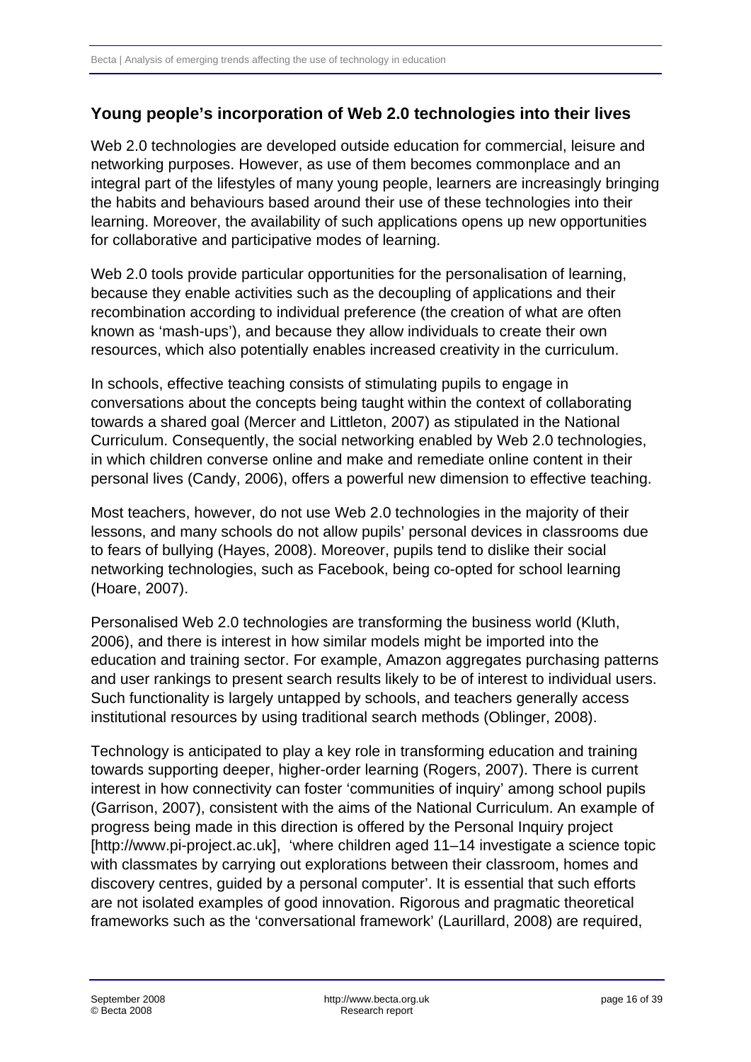## Young people's incorporation of Web 2.0 technologies into their lives

Web 2.0 technologies are developed outside education for commercial, leisure and networking purposes. However, as use of them becomes commonplace and an integral part of the lifestyles of many young people, learners are increasingly bringing the habits and behaviours based around their use of these technologies into their learning. Moreover, the availability of such applications opens up new opportunities for collaborative and participative modes of learning.

Web 2.0 tools provide particular opportunities for the personalisation of learning, because they enable activities such as the decoupling of applications and their recombination according to individual preference (the creation of what are often known as 'mash-ups'), and because they allow individuals to create their own resources, which also potentially enables increased creativity in the curriculum.

In schools, effective teaching consists of stimulating pupils to engage in conversations about the concepts being taught within the context of collaborating towards a shared goal (Mercer and Littleton, 2007) as stipulated in the National Curriculum. Consequently, the social networking enabled by Web 2.0 technologies, in which children converse online and make and remediate online content in their personal lives (Candy, 2006), offers a powerful new dimension to effective teaching.

Most teachers, however, do not use Web 2.0 technologies in the majority of their lessons, and many schools do not allow pupils' personal devices in classrooms due to fears of bullying (Hayes, 2008). Moreover, pupils tend to dislike their social networking technologies, such as Facebook, being co-opted for school learning (Hoare, 2007).

Personalised Web 2.0 technologies are transforming the business world (Kluth, 2006), and there is interest in how similar models might be imported into the education and training sector. For example, Amazon aggregates purchasing patterns and user rankings to present search results likely to be of interest to individual users. Such functionality is largely untapped by schools, and teachers generally access institutional resources by using traditional search methods (Oblinger, 2008).

Technology is anticipated to play a key role in transforming education and training towards supporting deeper, higher-order learning (Rogers, 2007). There is current interest in how connectivity can foster 'communities of inquiry' among school pupils (Garrison, 2007), consistent with the aims of the National Curriculum. An example of progress being made in this direction is offered by the Personal Inquiry project [http://www.pi-project.ac.uk], 'where children aged 11–14 investigate a science topic with classmates by carrying out explorations between their classroom, homes and discovery centres, guided by a personal computer'. It is essential that such efforts are not isolated examples of good innovation. Rigorous and pragmatic theoretical frameworks such as the 'conversational framework' (Laurillard, 2008) are required,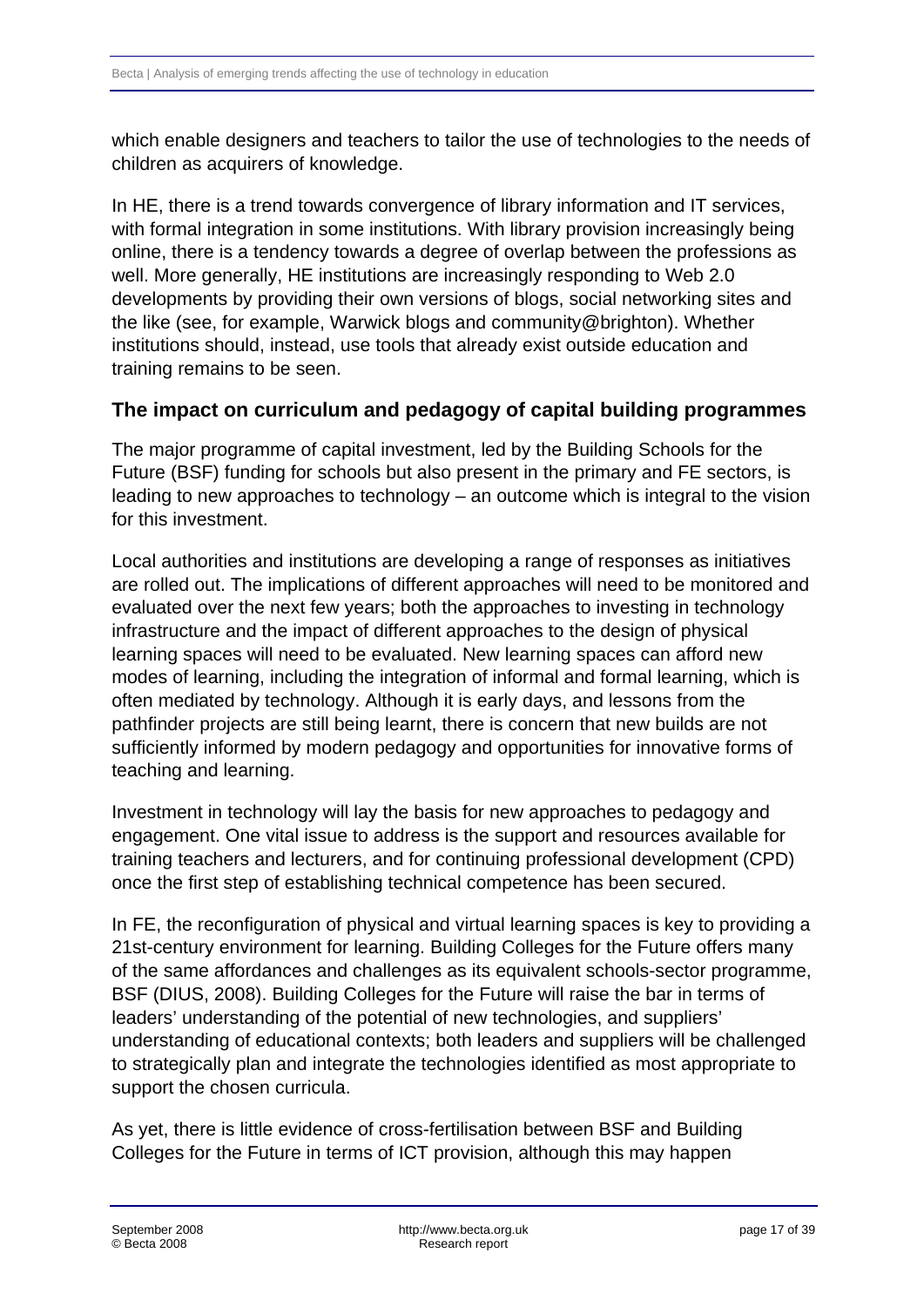which enable designers and teachers to tailor the use of technologies to the needs of children as acquirers of knowledge.

In HE, there is a trend towards convergence of library information and IT services, with formal integration in some institutions. With library provision increasingly being online, there is a tendency towards a degree of overlap between the professions as well. More generally, HE institutions are increasingly responding to Web 2.0 developments by providing their own versions of blogs, social networking sites and the like (see, for example, Warwick blogs and community@brighton). Whether institutions should, instead, use tools that already exist outside education and training remains to be seen.

### The impact on curriculum and pedagogy of capital building programmes

The major programme of capital investment, led by the Building Schools for the Future (BSF) funding for schools but also present in the primary and FE sectors, is leading to new approaches to technology – an outcome which is integral to the vision for this investment.

Local authorities and institutions are developing a range of responses as initiatives are rolled out. The implications of different approaches will need to be monitored and evaluated over the next few years; both the approaches to investing in technology infrastructure and the impact of different approaches to the design of physical learning spaces will need to be evaluated. New learning spaces can afford new modes of learning, including the integration of informal and formal learning, which is often mediated by technology. Although it is early days, and lessons from the pathfinder projects are still being learnt, there is concern that new builds are not sufficiently informed by modern pedagogy and opportunities for innovative forms of teaching and learning.

Investment in technology will lay the basis for new approaches to pedagogy and engagement. One vital issue to address is the support and resources available for training teachers and lecturers, and for continuing professional development (CPD) once the first step of establishing technical competence has been secured.

In FE, the reconfiguration of physical and virtual learning spaces is key to providing a 21st-century environment for learning. Building Colleges for the Future offers many of the same affordances and challenges as its equivalent schools-sector programme, BSF (DIUS, 2008). Building Colleges for the Future will raise the bar in terms of leaders' understanding of the potential of new technologies, and suppliers' understanding of educational contexts; both leaders and suppliers will be challenged to strategically plan and integrate the technologies identified as most appropriate to support the chosen curricula.

As yet, there is little evidence of cross-fertilisation between BSF and Building Colleges for the Future in terms of ICT provision, although this may happen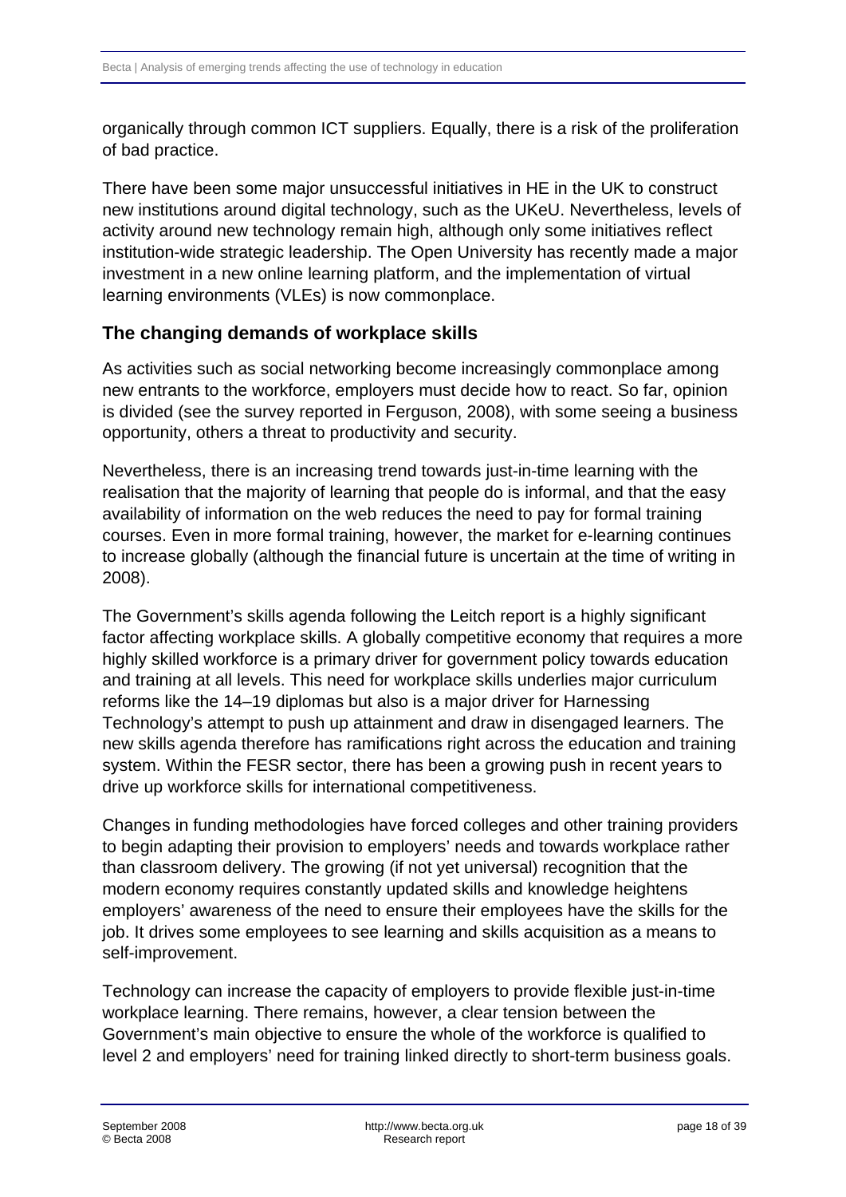organically through common ICT suppliers. Equally, there is a risk of the proliferation of bad practice.

There have been some major unsuccessful initiatives in HE in the UK to construct new institutions around digital technology, such as the UKeU. Nevertheless, levels of activity around new technology remain high, although only some initiatives reflect institution-wide strategic leadership. The Open University has recently made a major investment in a new online learning platform, and the implementation of virtual learning environments (VLEs) is now commonplace.

### The changing demands of workplace skills

As activities such as social networking become increasingly commonplace among new entrants to the workforce, employers must decide how to react. So far, opinion is divided (see the survey reported in Ferguson, 2008), with some seeing a business opportunity, others a threat to productivity and security.

Nevertheless, there is an increasing trend towards just-in-time learning with the realisation that the majority of learning that people do is informal, and that the easy availability of information on the web reduces the need to pay for formal training courses. Even in more formal training, however, the market for e-learning continues to increase globally (although the financial future is uncertain at the time of writing in 2008).

The Government's skills agenda following the Leitch report is a highly significant factor affecting workplace skills. A globally competitive economy that requires a more highly skilled workforce is a primary driver for government policy towards education and training at all levels. This need for workplace skills underlies major curriculum reforms like the 14–19 diplomas but also is a major driver for Harnessing Technology's attempt to push up attainment and draw in disengaged learners. The new skills agenda therefore has ramifications right across the education and training system. Within the FESR sector, there has been a growing push in recent years to drive up workforce skills for international competitiveness.

Changes in funding methodologies have forced colleges and other training providers to begin adapting their provision to employers' needs and towards workplace rather than classroom delivery. The growing (if not yet universal) recognition that the modern economy requires constantly updated skills and knowledge heightens employers' awareness of the need to ensure their employees have the skills for the job. It drives some employees to see learning and skills acquisition as a means to self-improvement.

Technology can increase the capacity of employers to provide flexible just-in-time workplace learning. There remains, however, a clear tension between the Government's main objective to ensure the whole of the workforce is qualified to level 2 and employers' need for training linked directly to short-term business goals.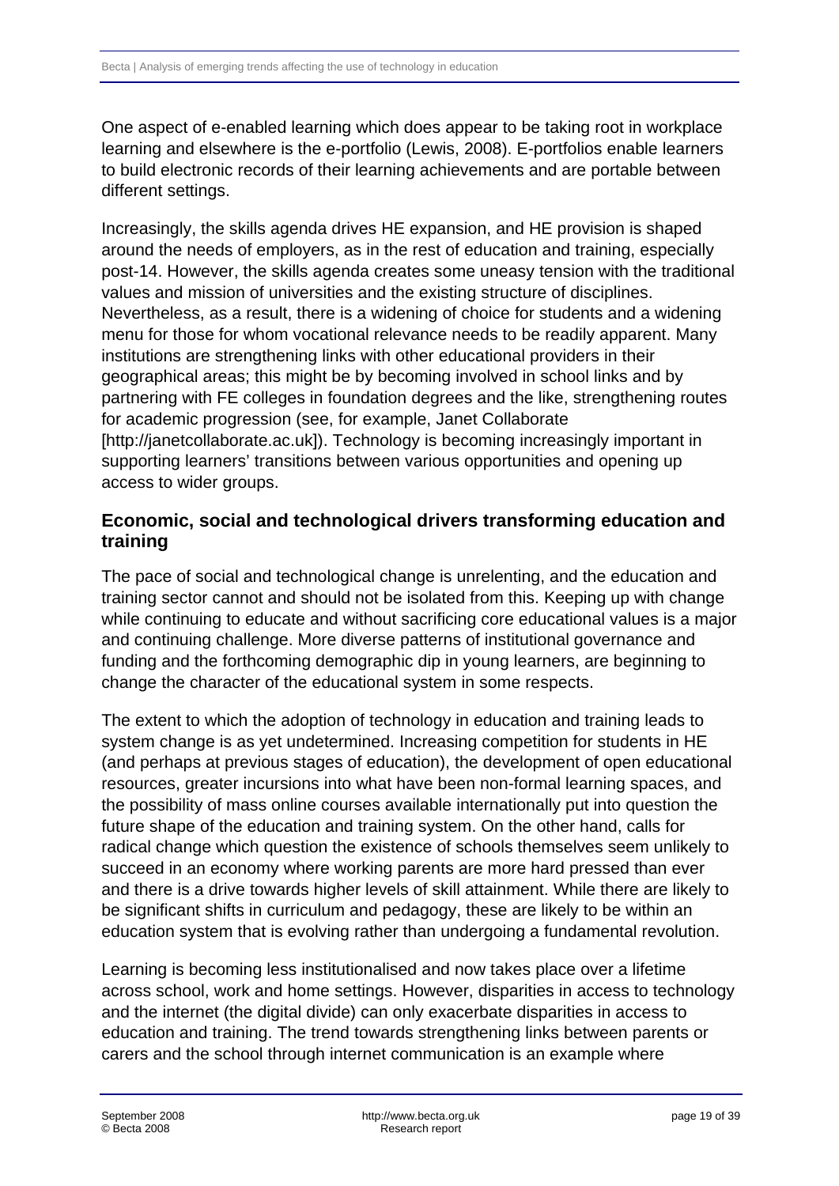One aspect of e-enabled learning which does appear to be taking root in workplace learning and elsewhere is the e-portfolio (Lewis, 2008). E-portfolios enable learners to build electronic records of their learning achievements and are portable between different settings.

Increasingly, the skills agenda drives HE expansion, and HE provision is shaped around the needs of employers, as in the rest of education and training, especially post-14. However, the skills agenda creates some uneasy tension with the traditional values and mission of universities and the existing structure of disciplines. Nevertheless, as a result, there is a widening of choice for students and a widening menu for those for whom vocational relevance needs to be readily apparent. Many institutions are strengthening links with other educational providers in their geographical areas; this might be by becoming involved in school links and by partnering with FE colleges in foundation degrees and the like, strengthening routes for academic progression (see, for example, Janet Collaborate [http://janetcollaborate.ac.uk]). Technology is becoming increasingly important in supporting learners' transitions between various opportunities and opening up access to wider groups.

## Economic, social and technological drivers transforming education and training

The pace of social and technological change is unrelenting, and the education and training sector cannot and should not be isolated from this. Keeping up with change while continuing to educate and without sacrificing core educational values is a major and continuing challenge. More diverse patterns of institutional governance and funding and the forthcoming demographic dip in young learners, are beginning to change the character of the educational system in some respects.

The extent to which the adoption of technology in education and training leads to system change is as yet undetermined. Increasing competition for students in HE (and perhaps at previous stages of education), the development of open educational resources, greater incursions into what have been non-formal learning spaces, and the possibility of mass online courses available internationally put into question the future shape of the education and training system. On the other hand, calls for radical change which question the existence of schools themselves seem unlikely to succeed in an economy where working parents are more hard pressed than ever and there is a drive towards higher levels of skill attainment. While there are likely to be significant shifts in curriculum and pedagogy, these are likely to be within an education system that is evolving rather than undergoing a fundamental revolution.

Learning is becoming less institutionalised and now takes place over a lifetime across school, work and home settings. However, disparities in access to technology and the internet (the digital divide) can only exacerbate disparities in access to education and training. The trend towards strengthening links between parents or carers and the school through internet communication is an example where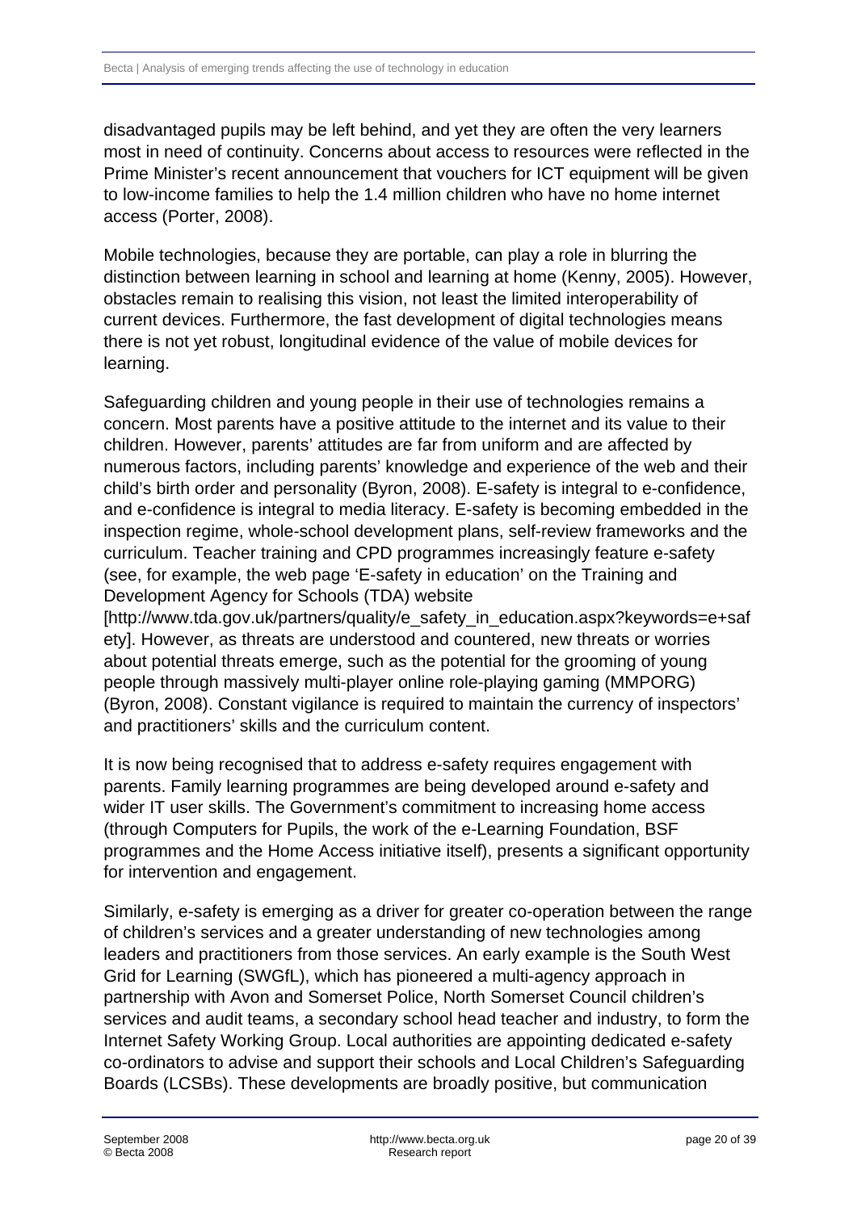disadvantaged pupils may be left behind, and yet they are often the very learners most in need of continuity. Concerns about access to resources were reflected in the Prime Minister's recent announcement that vouchers for ICT equipment will be given to low-income families to help the 1.4 million children who have no home internet access (Porter, 2008).

Mobile technologies, because they are portable, can play a role in blurring the distinction between learning in school and learning at home (Kenny, 2005). However, obstacles remain to realising this vision, not least the limited interoperability of current devices. Furthermore, the fast development of digital technologies means there is not yet robust, longitudinal evidence of the value of mobile devices for learning.

Safeguarding children and young people in their use of technologies remains a concern. Most parents have a positive attitude to the internet and its value to their children. However, parents' attitudes are far from uniform and are affected by numerous factors, including parents' knowledge and experience of the web and their child's birth order and personality (Byron, 2008). E-safety is integral to e-confidence, and e-confidence is integral to media literacy. E-safety is becoming embedded in the inspection regime, whole-school development plans, self-review frameworks and the curriculum. Teacher training and CPD programmes increasingly feature e-safety (see, for example, the web page 'E-safety in education' on the Training and Development Agency for Schools (TDA) website [http://www.tda.gov.uk/partners/quality/e_safety_in_education.aspx?keywords=e+safety]. However, as threats are understood and countered, new threats or worries about potential threats emerge, such as the potential for the grooming of young people through massively multi-player online role-playing gaming (MMPORG) (Byron, 2008). Constant vigilance is required to maintain the currency of inspectors' and practitioners' skills and the curriculum content.

It is now being recognised that to address e-safety requires engagement with parents. Family learning programmes are being developed around e-safety and wider IT user skills. The Government's commitment to increasing home access (through Computers for Pupils, the work of the e-Learning Foundation, BSF programmes and the Home Access initiative itself), presents a significant opportunity for intervention and engagement.

Similarly, e-safety is emerging as a driver for greater co-operation between the range of children's services and a greater understanding of new technologies among leaders and practitioners from those services. An early example is the South West Grid for Learning (SWGfL), which has pioneered a multi-agency approach in partnership with Avon and Somerset Police, North Somerset Council children's services and audit teams, a secondary school head teacher and industry, to form the Internet Safety Working Group. Local authorities are appointing dedicated e-safety co-ordinators to advise and support their schools and Local Children's Safeguarding Boards (LCSBs). These developments are broadly positive, but communication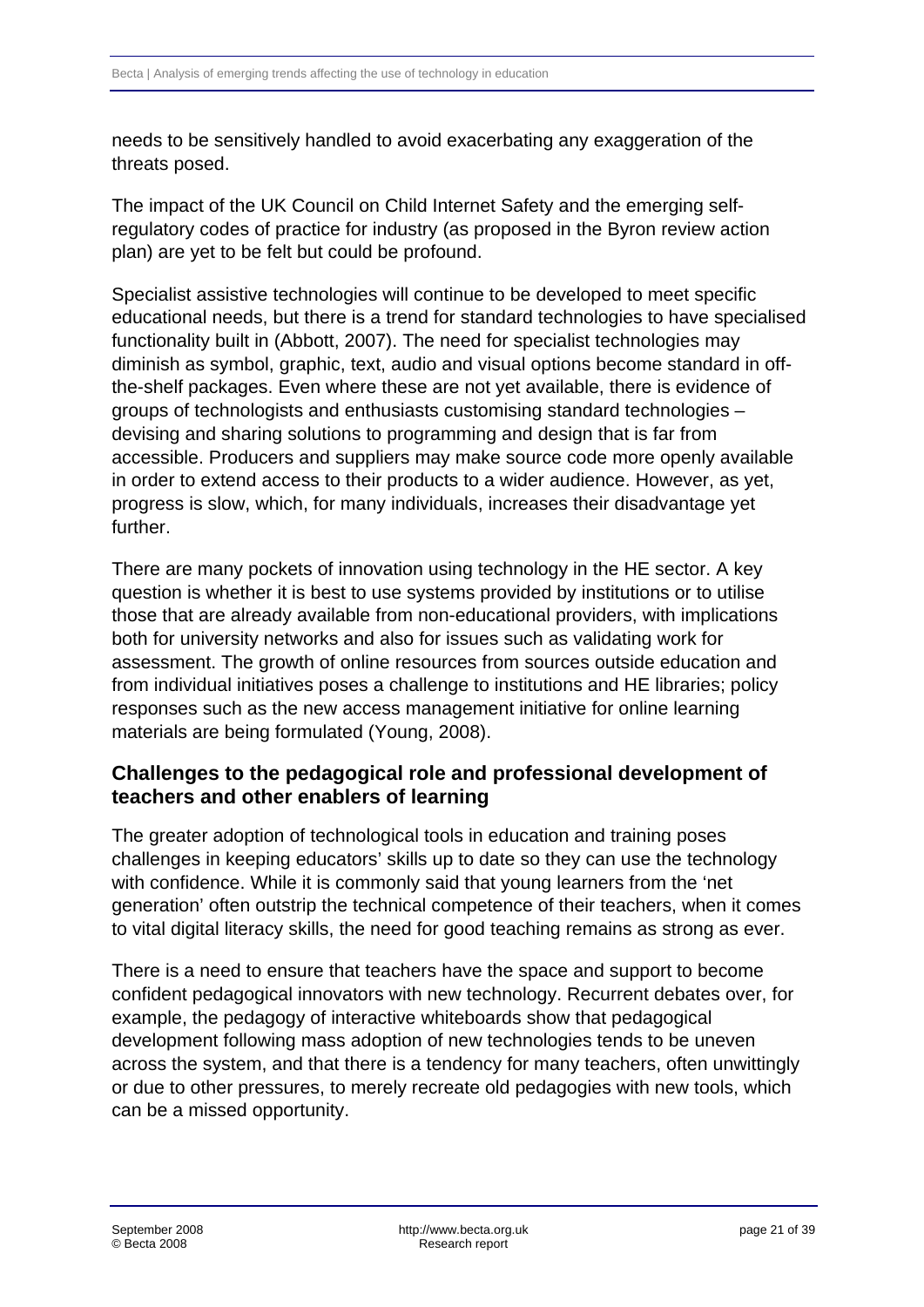needs to be sensitively handled to avoid exacerbating any exaggeration of the threats posed.

The impact of the UK Council on Child Internet Safety and the emerging self-regulatory codes of practice for industry (as proposed in the Byron review action plan) are yet to be felt but could be profound.

Specialist assistive technologies will continue to be developed to meet specific educational needs, but there is a trend for standard technologies to have specialised functionality built in (Abbott, 2007). The need for specialist technologies may diminish as symbol, graphic, text, audio and visual options become standard in off-the-shelf packages. Even where these are not yet available, there is evidence of groups of technologists and enthusiasts customising standard technologies – devising and sharing solutions to programming and design that is far from accessible. Producers and suppliers may make source code more openly available in order to extend access to their products to a wider audience. However, as yet, progress is slow, which, for many individuals, increases their disadvantage yet further.

There are many pockets of innovation using technology in the HE sector. A key question is whether it is best to use systems provided by institutions or to utilise those that are already available from non-educational providers, with implications both for university networks and also for issues such as validating work for assessment. The growth of online resources from sources outside education and from individual initiatives poses a challenge to institutions and HE libraries; policy responses such as the new access management initiative for online learning materials are being formulated (Young, 2008).

## Challenges to the pedagogical role and professional development of teachers and other enablers of learning

The greater adoption of technological tools in education and training poses challenges in keeping educators' skills up to date so they can use the technology with confidence. While it is commonly said that young learners from the 'net generation' often outstrip the technical competence of their teachers, when it comes to vital digital literacy skills, the need for good teaching remains as strong as ever.

There is a need to ensure that teachers have the space and support to become confident pedagogical innovators with new technology. Recurrent debates over, for example, the pedagogy of interactive whiteboards show that pedagogical development following mass adoption of new technologies tends to be uneven across the system, and that there is a tendency for many teachers, often unwittingly or due to other pressures, to merely recreate old pedagogies with new tools, which can be a missed opportunity.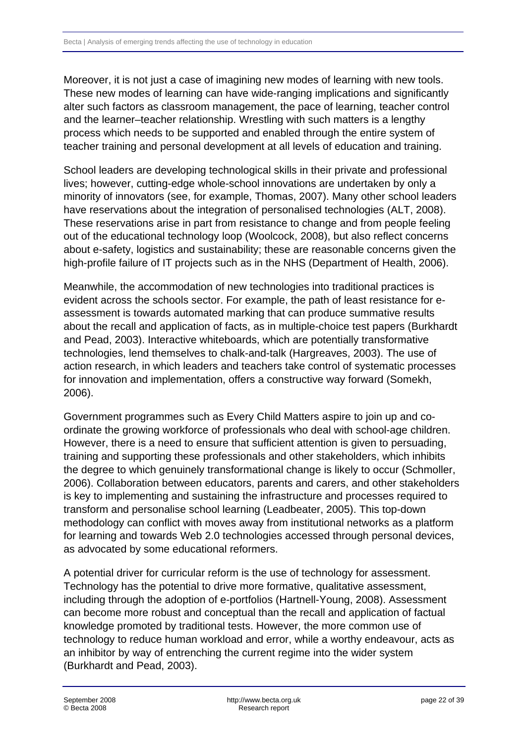Moreover, it is not just a case of imagining new modes of learning with new tools. These new modes of learning can have wide-ranging implications and significantly alter such factors as classroom management, the pace of learning, teacher control and the learner–teacher relationship. Wrestling with such matters is a lengthy process which needs to be supported and enabled through the entire system of teacher training and personal development at all levels of education and training.

School leaders are developing technological skills in their private and professional lives; however, cutting-edge whole-school innovations are undertaken by only a minority of innovators (see, for example, Thomas, 2007). Many other school leaders have reservations about the integration of personalised technologies (ALT, 2008). These reservations arise in part from resistance to change and from people feeling out of the educational technology loop (Woolcock, 2008), but also reflect concerns about e-safety, logistics and sustainability; these are reasonable concerns given the high-profile failure of IT projects such as in the NHS (Department of Health, 2006).

Meanwhile, the accommodation of new technologies into traditional practices is evident across the schools sector. For example, the path of least resistance for e-assessment is towards automated marking that can produce summative results about the recall and application of facts, as in multiple-choice test papers (Burkhardt and Pead, 2003). Interactive whiteboards, which are potentially transformative technologies, lend themselves to chalk-and-talk (Hargreaves, 2003). The use of action research, in which leaders and teachers take control of systematic processes for innovation and implementation, offers a constructive way forward (Somekh, 2006).

Government programmes such as Every Child Matters aspire to join up and co-ordinate the growing workforce of professionals who deal with school-age children. However, there is a need to ensure that sufficient attention is given to persuading, training and supporting these professionals and other stakeholders, which inhibits the degree to which genuinely transformational change is likely to occur (Schmoller, 2006). Collaboration between educators, parents and carers, and other stakeholders is key to implementing and sustaining the infrastructure and processes required to transform and personalise school learning (Leadbeater, 2005). This top-down methodology can conflict with moves away from institutional networks as a platform for learning and towards Web 2.0 technologies accessed through personal devices, as advocated by some educational reformers.

A potential driver for curricular reform is the use of technology for assessment. Technology has the potential to drive more formative, qualitative assessment, including through the adoption of e-portfolios (Hartnell-Young, 2008). Assessment can become more robust and conceptual than the recall and application of factual knowledge promoted by traditional tests. However, the more common use of technology to reduce human workload and error, while a worthy endeavour, acts as an inhibitor by way of entrenching the current regime into the wider system (Burkhardt and Pead, 2003).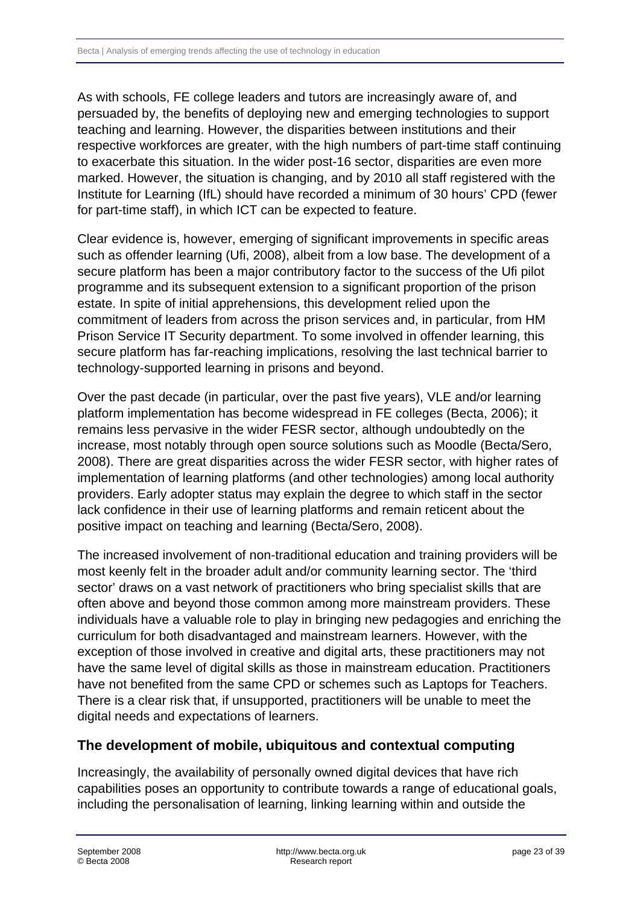As with schools, FE college leaders and tutors are increasingly aware of, and persuaded by, the benefits of deploying new and emerging technologies to support teaching and learning. However, the disparities between institutions and their respective workforces are greater, with the high numbers of part-time staff continuing to exacerbate this situation. In the wider post-16 sector, disparities are even more marked. However, the situation is changing, and by 2010 all staff registered with the Institute for Learning (IfL) should have recorded a minimum of 30 hours' CPD (fewer for part-time staff), in which ICT can be expected to feature.

Clear evidence is, however, emerging of significant improvements in specific areas such as offender learning (Ufi, 2008), albeit from a low base. The development of a secure platform has been a major contributory factor to the success of the Ufi pilot programme and its subsequent extension to a significant proportion of the prison estate. In spite of initial apprehensions, this development relied upon the commitment of leaders from across the prison services and, in particular, from HM Prison Service IT Security department. To some involved in offender learning, this secure platform has far-reaching implications, resolving the last technical barrier to technology-supported learning in prisons and beyond.

Over the past decade (in particular, over the past five years), VLE and/or learning platform implementation has become widespread in FE colleges (Becta, 2006); it remains less pervasive in the wider FESR sector, although undoubtedly on the increase, most notably through open source solutions such as Moodle (Becta/Sero, 2008). There are great disparities across the wider FESR sector, with higher rates of implementation of learning platforms (and other technologies) among local authority providers. Early adopter status may explain the degree to which staff in the sector lack confidence in their use of learning platforms and remain reticent about the positive impact on teaching and learning (Becta/Sero, 2008).

The increased involvement of non-traditional education and training providers will be most keenly felt in the broader adult and/or community learning sector. The 'third sector' draws on a vast network of practitioners who bring specialist skills that are often above and beyond those common among more mainstream providers. These individuals have a valuable role to play in bringing new pedagogies and enriching the curriculum for both disadvantaged and mainstream learners. However, with the exception of those involved in creative and digital arts, these practitioners may not have the same level of digital skills as those in mainstream education. Practitioners have not benefited from the same CPD or schemes such as Laptops for Teachers. There is a clear risk that, if unsupported, practitioners will be unable to meet the digital needs and expectations of learners.

## The development of mobile, ubiquitous and contextual computing

Increasingly, the availability of personally owned digital devices that have rich capabilities poses an opportunity to contribute towards a range of educational goals, including the personalisation of learning, linking learning within and outside the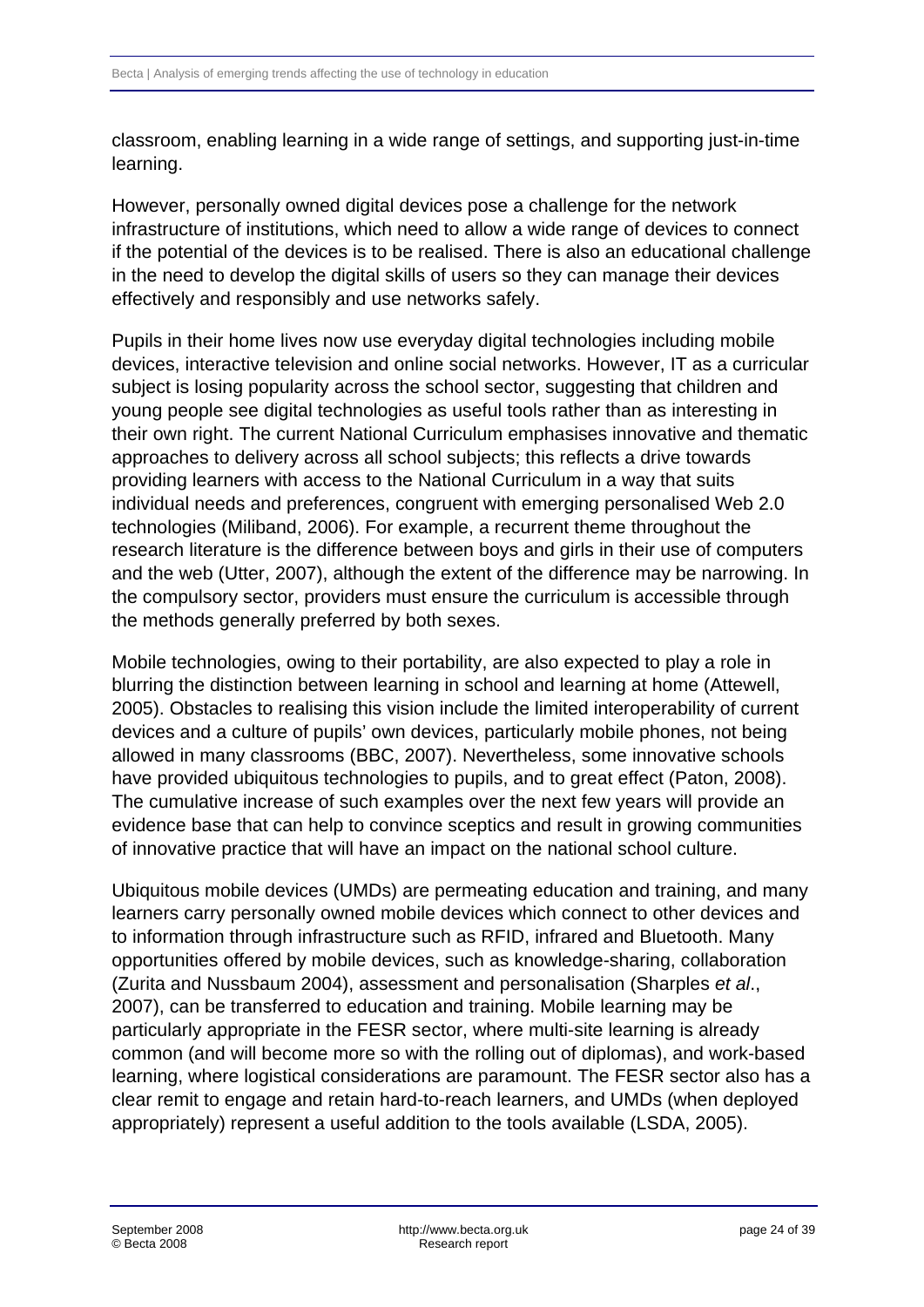classroom, enabling learning in a wide range of settings, and supporting just-in-time learning.

However, personally owned digital devices pose a challenge for the network infrastructure of institutions, which need to allow a wide range of devices to connect if the potential of the devices is to be realised. There is also an educational challenge in the need to develop the digital skills of users so they can manage their devices effectively and responsibly and use networks safely.

Pupils in their home lives now use everyday digital technologies including mobile devices, interactive television and online social networks. However, IT as a curricular subject is losing popularity across the school sector, suggesting that children and young people see digital technologies as useful tools rather than as interesting in their own right. The current National Curriculum emphasises innovative and thematic approaches to delivery across all school subjects; this reflects a drive towards providing learners with access to the National Curriculum in a way that suits individual needs and preferences, congruent with emerging personalised Web 2.0 technologies (Miliband, 2006). For example, a recurrent theme throughout the research literature is the difference between boys and girls in their use of computers and the web (Utter, 2007), although the extent of the difference may be narrowing. In the compulsory sector, providers must ensure the curriculum is accessible through the methods generally preferred by both sexes.

Mobile technologies, owing to their portability, are also expected to play a role in blurring the distinction between learning in school and learning at home (Attewell, 2005). Obstacles to realising this vision include the limited interoperability of current devices and a culture of pupils' own devices, particularly mobile phones, not being allowed in many classrooms (BBC, 2007). Nevertheless, some innovative schools have provided ubiquitous technologies to pupils, and to great effect (Paton, 2008). The cumulative increase of such examples over the next few years will provide an evidence base that can help to convince sceptics and result in growing communities of innovative practice that will have an impact on the national school culture.

Ubiquitous mobile devices (UMDs) are permeating education and training, and many learners carry personally owned mobile devices which connect to other devices and to information through infrastructure such as RFID, infrared and Bluetooth. Many opportunities offered by mobile devices, such as knowledge-sharing, collaboration (Zurita and Nussbaum 2004), assessment and personalisation (Sharples *et al*., 2007), can be transferred to education and training. Mobile learning may be particularly appropriate in the FESR sector, where multi-site learning is already common (and will become more so with the rolling out of diplomas), and work-based learning, where logistical considerations are paramount. The FESR sector also has a clear remit to engage and retain hard-to-reach learners, and UMDs (when deployed appropriately) represent a useful addition to the tools available (LSDA, 2005).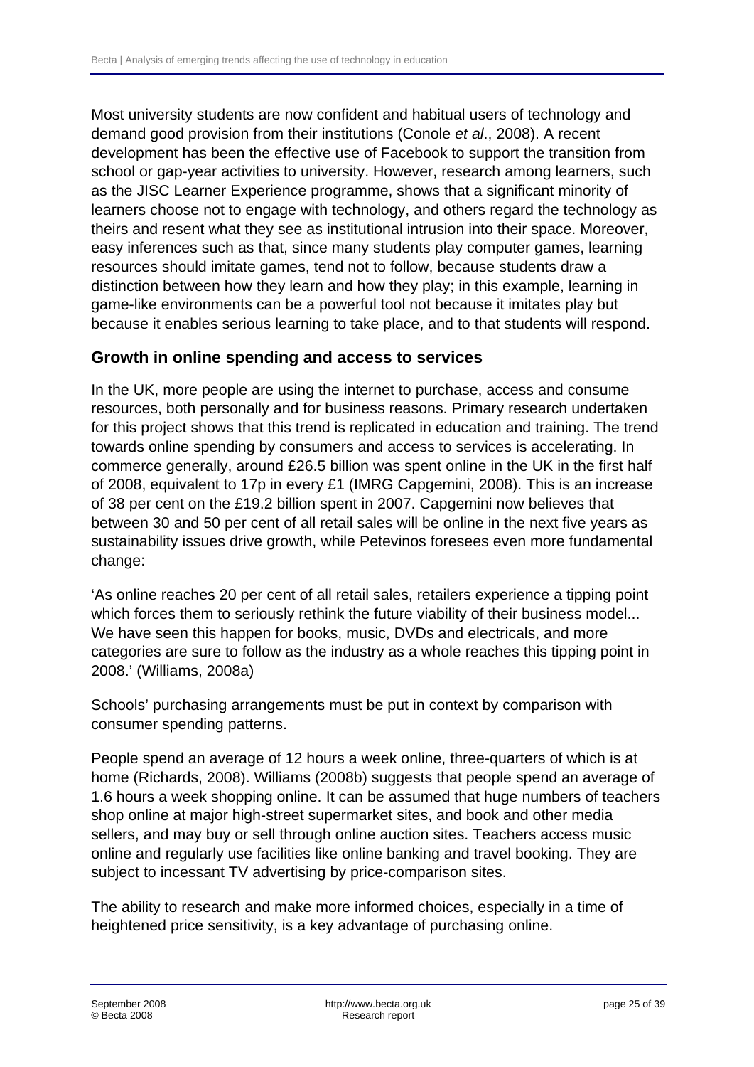Most university students are now confident and habitual users of technology and demand good provision from their institutions (Conole *et al*., 2008). A recent development has been the effective use of Facebook to support the transition from school or gap-year activities to university. However, research among learners, such as the JISC Learner Experience programme, shows that a significant minority of learners choose not to engage with technology, and others regard the technology as theirs and resent what they see as institutional intrusion into their space. Moreover, easy inferences such as that, since many students play computer games, learning resources should imitate games, tend not to follow, because students draw a distinction between how they learn and how they play; in this example, learning in game-like environments can be a powerful tool not because it imitates play but because it enables serious learning to take place, and to that students will respond.

## Growth in online spending and access to services

In the UK, more people are using the internet to purchase, access and consume resources, both personally and for business reasons. Primary research undertaken for this project shows that this trend is replicated in education and training. The trend towards online spending by consumers and access to services is accelerating. In commerce generally, around £26.5 billion was spent online in the UK in the first half of 2008, equivalent to 17p in every £1 (IMRG Capgemini, 2008). This is an increase of 38 per cent on the £19.2 billion spent in 2007. Capgemini now believes that between 30 and 50 per cent of all retail sales will be online in the next five years as sustainability issues drive growth, while Petevinos foresees even more fundamental change:

'As online reaches 20 per cent of all retail sales, retailers experience a tipping point which forces them to seriously rethink the future viability of their business model... We have seen this happen for books, music, DVDs and electricals, and more categories are sure to follow as the industry as a whole reaches this tipping point in 2008.' (Williams, 2008a)

Schools' purchasing arrangements must be put in context by comparison with consumer spending patterns.

People spend an average of 12 hours a week online, three-quarters of which is at home (Richards, 2008). Williams (2008b) suggests that people spend an average of 1.6 hours a week shopping online. It can be assumed that huge numbers of teachers shop online at major high-street supermarket sites, and book and other media sellers, and may buy or sell through online auction sites. Teachers access music online and regularly use facilities like online banking and travel booking. They are subject to incessant TV advertising by price-comparison sites.

The ability to research and make more informed choices, especially in a time of heightened price sensitivity, is a key advantage of purchasing online.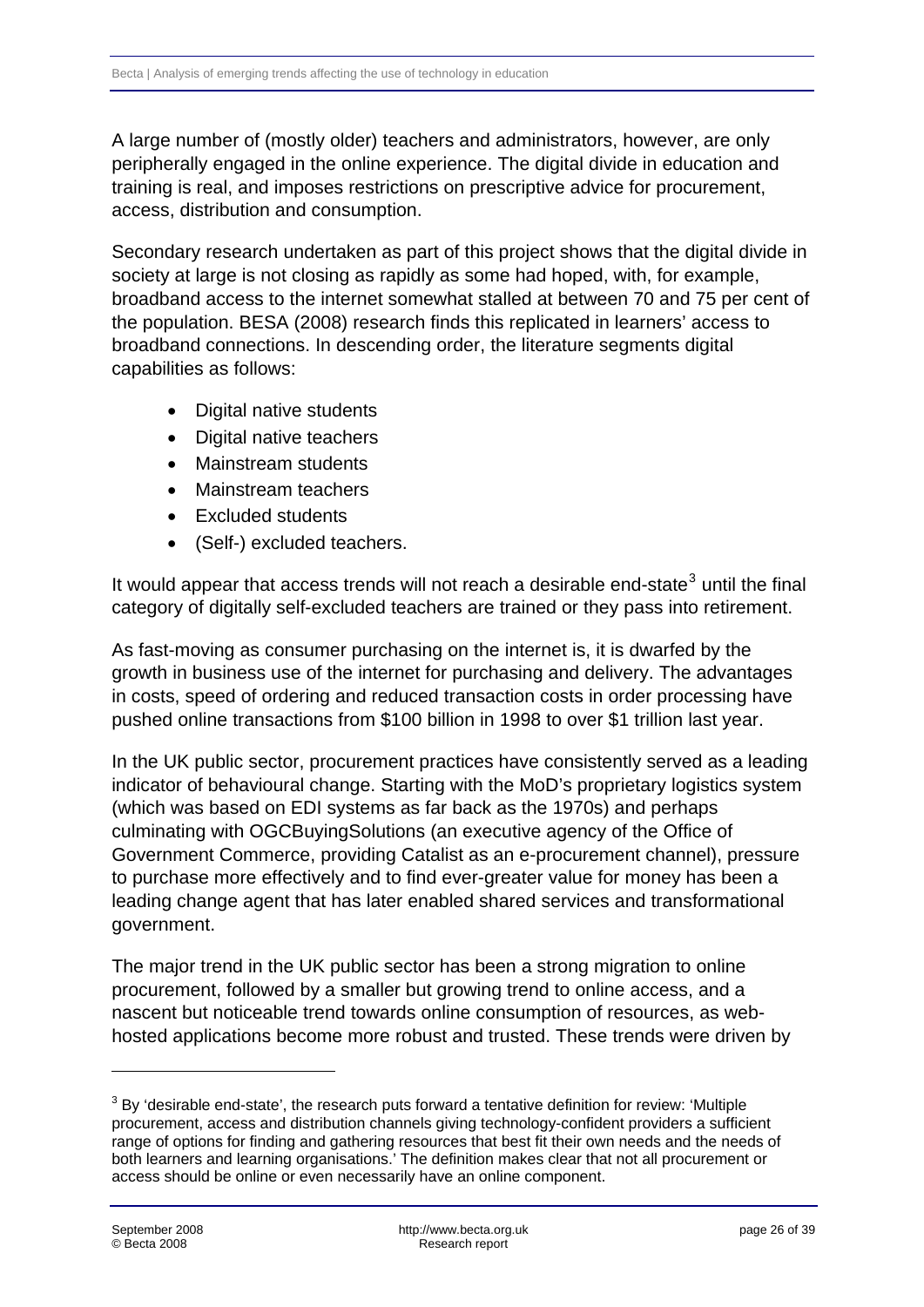A large number of (mostly older) teachers and administrators, however, are only peripherally engaged in the online experience. The digital divide in education and training is real, and imposes restrictions on prescriptive advice for procurement, access, distribution and consumption.

Secondary research undertaken as part of this project shows that the digital divide in society at large is not closing as rapidly as some had hoped, with, for example, broadband access to the internet somewhat stalled at between 70 and 75 per cent of the population. BESA (2008) research finds this replicated in learners' access to broadband connections. In descending order, the literature segments digital capabilities as follows:

- Digital native students
- Digital native teachers
- Mainstream students
- Mainstream teachers
- Excluded students
- (Self-) excluded teachers.

It would appear that access trends will not reach a desirable end-state[3] until the final category of digitally self-excluded teachers are trained or they pass into retirement.

As fast-moving as consumer purchasing on the internet is, it is dwarfed by the growth in business use of the internet for purchasing and delivery. The advantages in costs, speed of ordering and reduced transaction costs in order processing have pushed online transactions from $100 billion in 1998 to over $1 trillion last year.

In the UK public sector, procurement practices have consistently served as a leading indicator of behavioural change. Starting with the MoD's proprietary logistics system (which was based on EDI systems as far back as the 1970s) and perhaps culminating with OGCBuyingSolutions (an executive agency of the Office of Government Commerce, providing Catalist as an e-procurement channel), pressure to purchase more effectively and to find ever-greater value for money has been a leading change agent that has later enabled shared services and transformational government.

The major trend in the UK public sector has been a strong migration to online procurement, followed by a smaller but growing trend to online access, and a nascent but noticeable trend towards online consumption of resources, as web-hosted applications become more robust and trusted. These trends were driven by

[3] By 'desirable end-state', the research puts forward a tentative definition for review: 'Multiple procurement, access and distribution channels giving technology-confident providers a sufficient range of options for finding and gathering resources that best fit their own needs and the needs of both learners and learning organisations.' The definition makes clear that not all procurement or access should be online or even necessarily have an online component.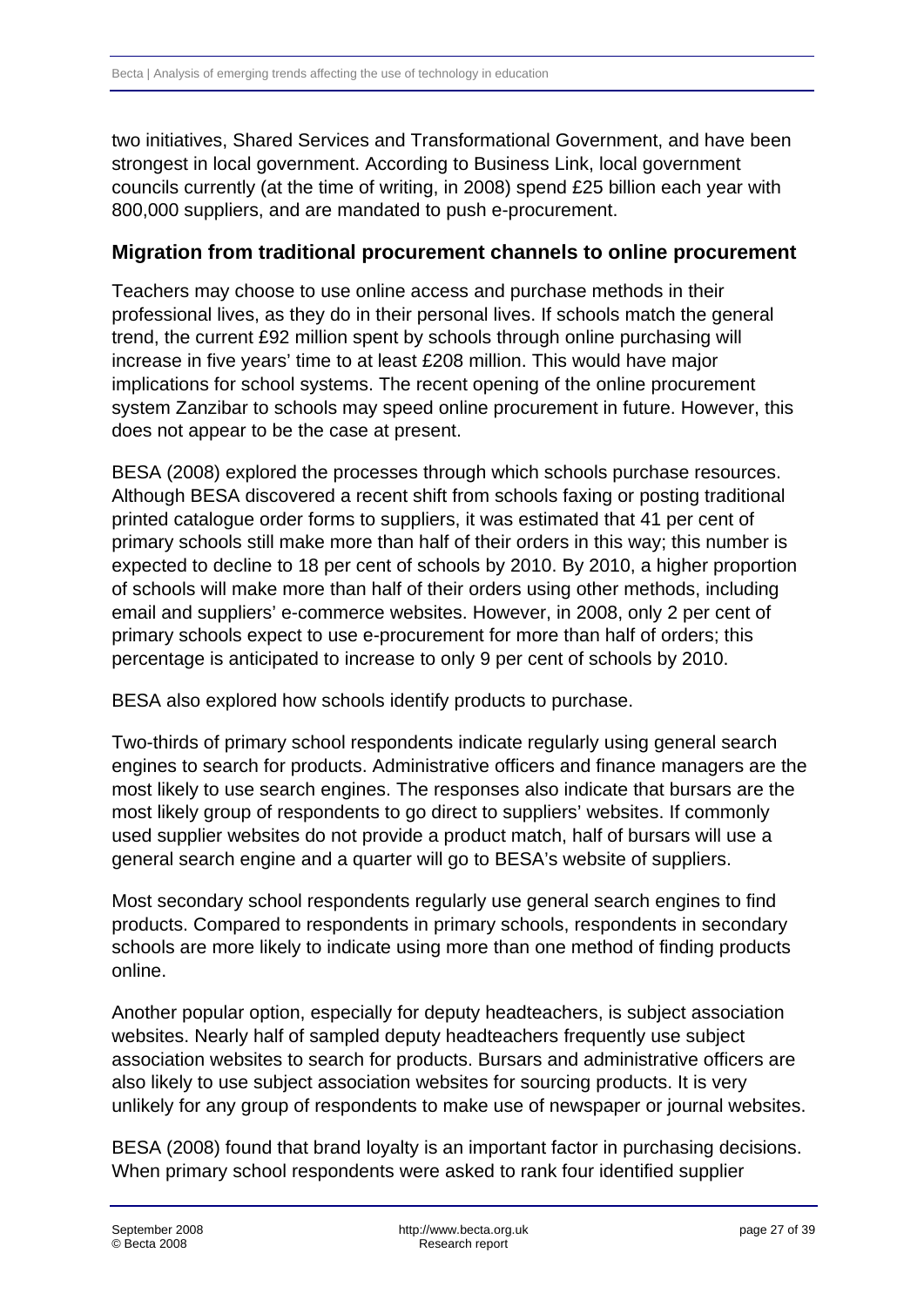two initiatives, Shared Services and Transformational Government, and have been strongest in local government. According to Business Link, local government councils currently (at the time of writing, in 2008) spend £25 billion each year with 800,000 suppliers, and are mandated to push e-procurement.

### Migration from traditional procurement channels to online procurement

Teachers may choose to use online access and purchase methods in their professional lives, as they do in their personal lives. If schools match the general trend, the current £92 million spent by schools through online purchasing will increase in five years' time to at least £208 million. This would have major implications for school systems. The recent opening of the online procurement system Zanzibar to schools may speed online procurement in future. However, this does not appear to be the case at present.

BESA (2008) explored the processes through which schools purchase resources. Although BESA discovered a recent shift from schools faxing or posting traditional printed catalogue order forms to suppliers, it was estimated that 41 per cent of primary schools still make more than half of their orders in this way; this number is expected to decline to 18 per cent of schools by 2010. By 2010, a higher proportion of schools will make more than half of their orders using other methods, including email and suppliers' e-commerce websites. However, in 2008, only 2 per cent of primary schools expect to use e-procurement for more than half of orders; this percentage is anticipated to increase to only 9 per cent of schools by 2010.

BESA also explored how schools identify products to purchase.

Two-thirds of primary school respondents indicate regularly using general search engines to search for products. Administrative officers and finance managers are the most likely to use search engines. The responses also indicate that bursars are the most likely group of respondents to go direct to suppliers' websites. If commonly used supplier websites do not provide a product match, half of bursars will use a general search engine and a quarter will go to BESA's website of suppliers.

Most secondary school respondents regularly use general search engines to find products. Compared to respondents in primary schools, respondents in secondary schools are more likely to indicate using more than one method of finding products online.

Another popular option, especially for deputy headteachers, is subject association websites. Nearly half of sampled deputy headteachers frequently use subject association websites to search for products. Bursars and administrative officers are also likely to use subject association websites for sourcing products. It is very unlikely for any group of respondents to make use of newspaper or journal websites.

BESA (2008) found that brand loyalty is an important factor in purchasing decisions. When primary school respondents were asked to rank four identified supplier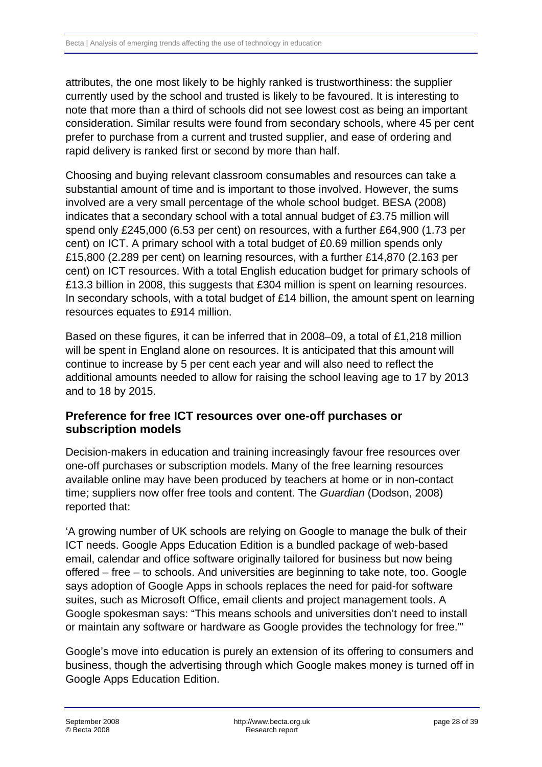attributes, the one most likely to be highly ranked is trustworthiness: the supplier currently used by the school and trusted is likely to be favoured. It is interesting to note that more than a third of schools did not see lowest cost as being an important consideration. Similar results were found from secondary schools, where 45 per cent prefer to purchase from a current and trusted supplier, and ease of ordering and rapid delivery is ranked first or second by more than half.

Choosing and buying relevant classroom consumables and resources can take a substantial amount of time and is important to those involved. However, the sums involved are a very small percentage of the whole school budget. BESA (2008) indicates that a secondary school with a total annual budget of £3.75 million will spend only £245,000 (6.53 per cent) on resources, with a further £64,900 (1.73 per cent) on ICT. A primary school with a total budget of £0.69 million spends only £15,800 (2.289 per cent) on learning resources, with a further £14,870 (2.163 per cent) on ICT resources. With a total English education budget for primary schools of £13.3 billion in 2008, this suggests that £304 million is spent on learning resources. In secondary schools, with a total budget of £14 billion, the amount spent on learning resources equates to £914 million.

Based on these figures, it can be inferred that in 2008–09, a total of £1,218 million will be spent in England alone on resources. It is anticipated that this amount will continue to increase by 5 per cent each year and will also need to reflect the additional amounts needed to allow for raising the school leaving age to 17 by 2013 and to 18 by 2015.

## Preference for free ICT resources over one-off purchases or subscription models

Decision-makers in education and training increasingly favour free resources over one-off purchases or subscription models. Many of the free learning resources available online may have been produced by teachers at home or in non-contact time; suppliers now offer free tools and content. The *Guardian* (Dodson, 2008) reported that:

'A growing number of UK schools are relying on Google to manage the bulk of their ICT needs. Google Apps Education Edition is a bundled package of web-based email, calendar and office software originally tailored for business but now being offered – free – to schools. And universities are beginning to take note, too. Google says adoption of Google Apps in schools replaces the need for paid-for software suites, such as Microsoft Office, email clients and project management tools. A Google spokesman says: "This means schools and universities don't need to install or maintain any software or hardware as Google provides the technology for free."'

Google's move into education is purely an extension of its offering to consumers and business, though the advertising through which Google makes money is turned off in Google Apps Education Edition.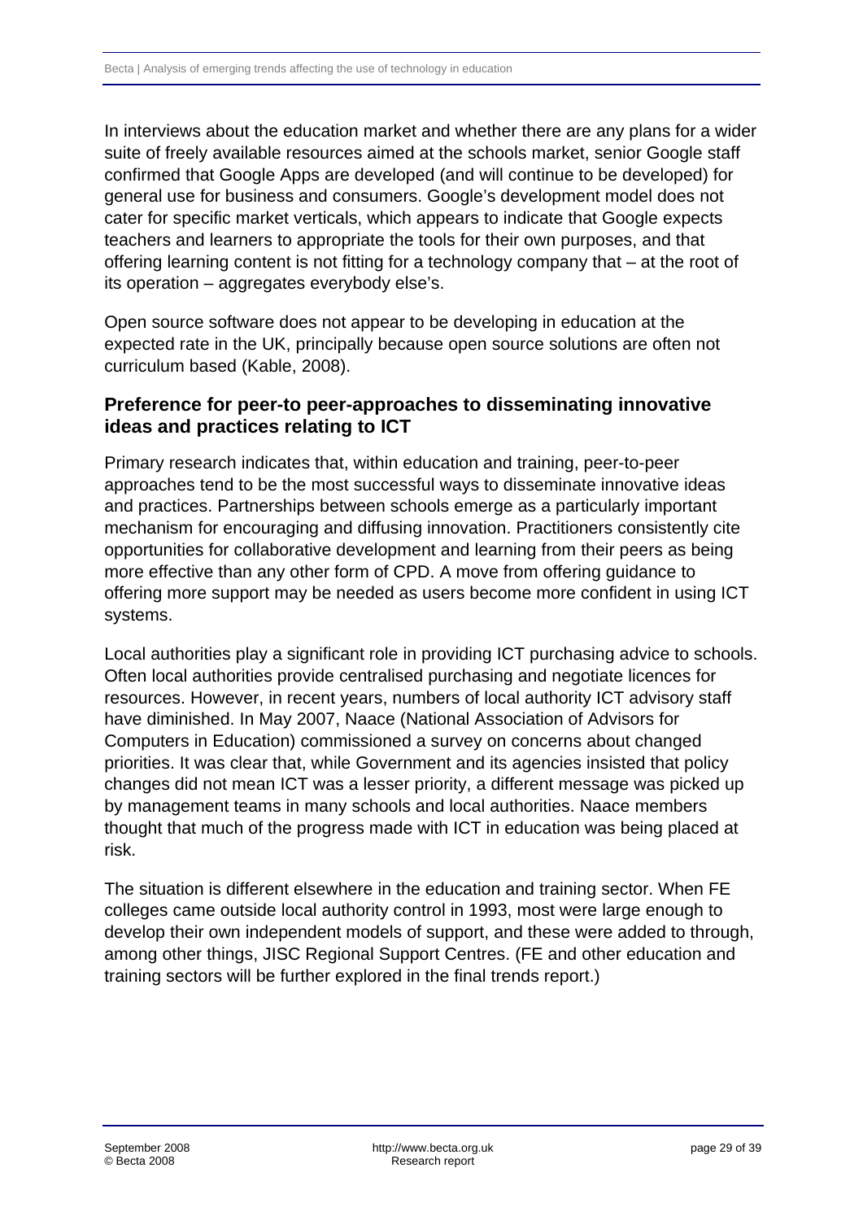In interviews about the education market and whether there are any plans for a wider suite of freely available resources aimed at the schools market, senior Google staff confirmed that Google Apps are developed (and will continue to be developed) for general use for business and consumers. Google's development model does not cater for specific market verticals, which appears to indicate that Google expects teachers and learners to appropriate the tools for their own purposes, and that offering learning content is not fitting for a technology company that – at the root of its operation – aggregates everybody else's.

Open source software does not appear to be developing in education at the expected rate in the UK, principally because open source solutions are often not curriculum based (Kable, 2008).

### Preference for peer-to peer-approaches to disseminating innovative ideas and practices relating to ICT

Primary research indicates that, within education and training, peer-to-peer approaches tend to be the most successful ways to disseminate innovative ideas and practices. Partnerships between schools emerge as a particularly important mechanism for encouraging and diffusing innovation. Practitioners consistently cite opportunities for collaborative development and learning from their peers as being more effective than any other form of CPD. A move from offering guidance to offering more support may be needed as users become more confident in using ICT systems.

Local authorities play a significant role in providing ICT purchasing advice to schools. Often local authorities provide centralised purchasing and negotiate licences for resources. However, in recent years, numbers of local authority ICT advisory staff have diminished. In May 2007, Naace (National Association of Advisors for Computers in Education) commissioned a survey on concerns about changed priorities. It was clear that, while Government and its agencies insisted that policy changes did not mean ICT was a lesser priority, a different message was picked up by management teams in many schools and local authorities. Naace members thought that much of the progress made with ICT in education was being placed at risk.

The situation is different elsewhere in the education and training sector. When FE colleges came outside local authority control in 1993, most were large enough to develop their own independent models of support, and these were added to through, among other things, JISC Regional Support Centres. (FE and other education and training sectors will be further explored in the final trends report.)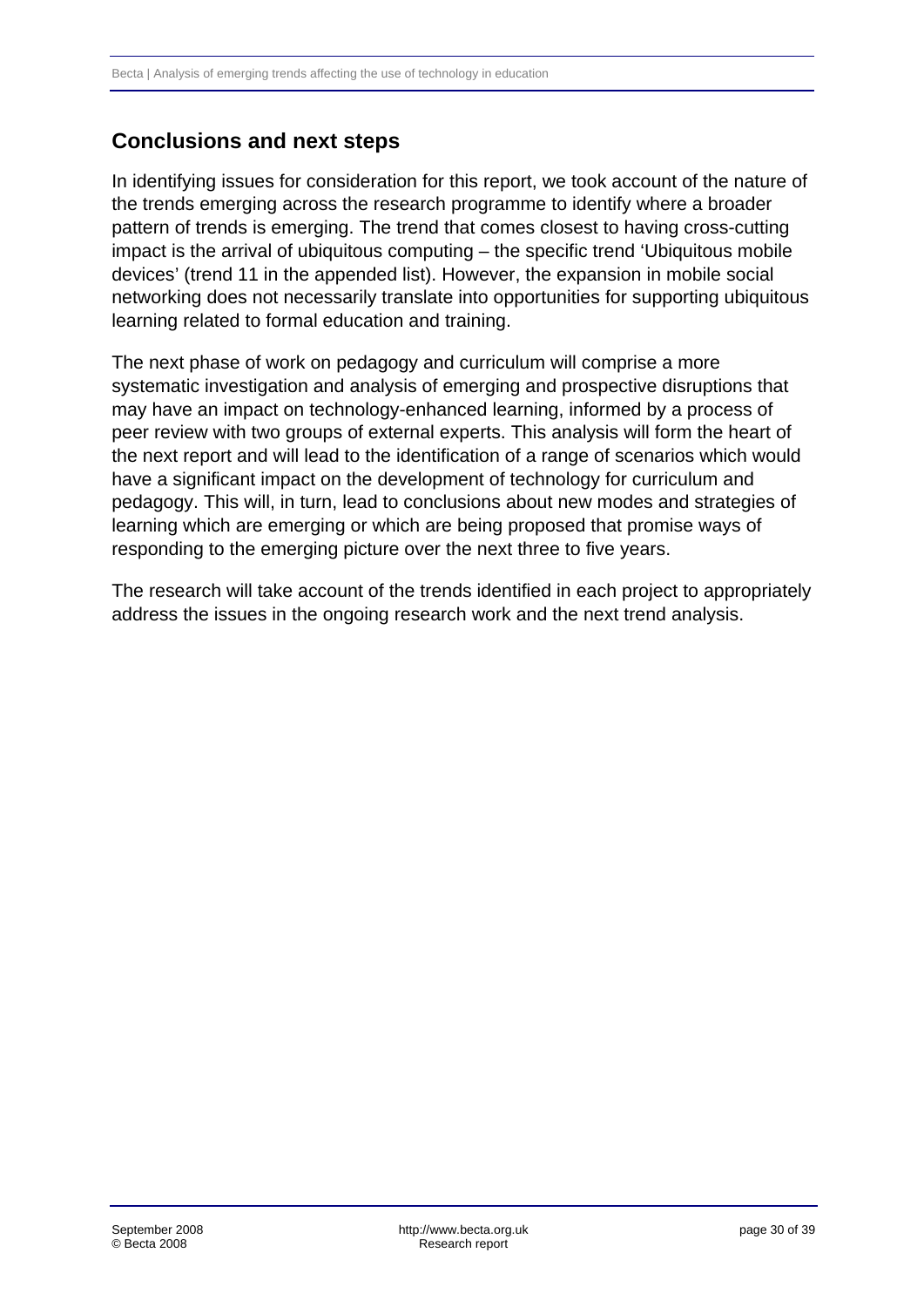## Conclusions and next steps

In identifying issues for consideration for this report, we took account of the nature of the trends emerging across the research programme to identify where a broader pattern of trends is emerging. The trend that comes closest to having cross-cutting impact is the arrival of ubiquitous computing – the specific trend 'Ubiquitous mobile devices' (trend 11 in the appended list). However, the expansion in mobile social networking does not necessarily translate into opportunities for supporting ubiquitous learning related to formal education and training.

The next phase of work on pedagogy and curriculum will comprise a more systematic investigation and analysis of emerging and prospective disruptions that may have an impact on technology-enhanced learning, informed by a process of peer review with two groups of external experts. This analysis will form the heart of the next report and will lead to the identification of a range of scenarios which would have a significant impact on the development of technology for curriculum and pedagogy. This will, in turn, lead to conclusions about new modes and strategies of learning which are emerging or which are being proposed that promise ways of responding to the emerging picture over the next three to five years.

The research will take account of the trends identified in each project to appropriately address the issues in the ongoing research work and the next trend analysis.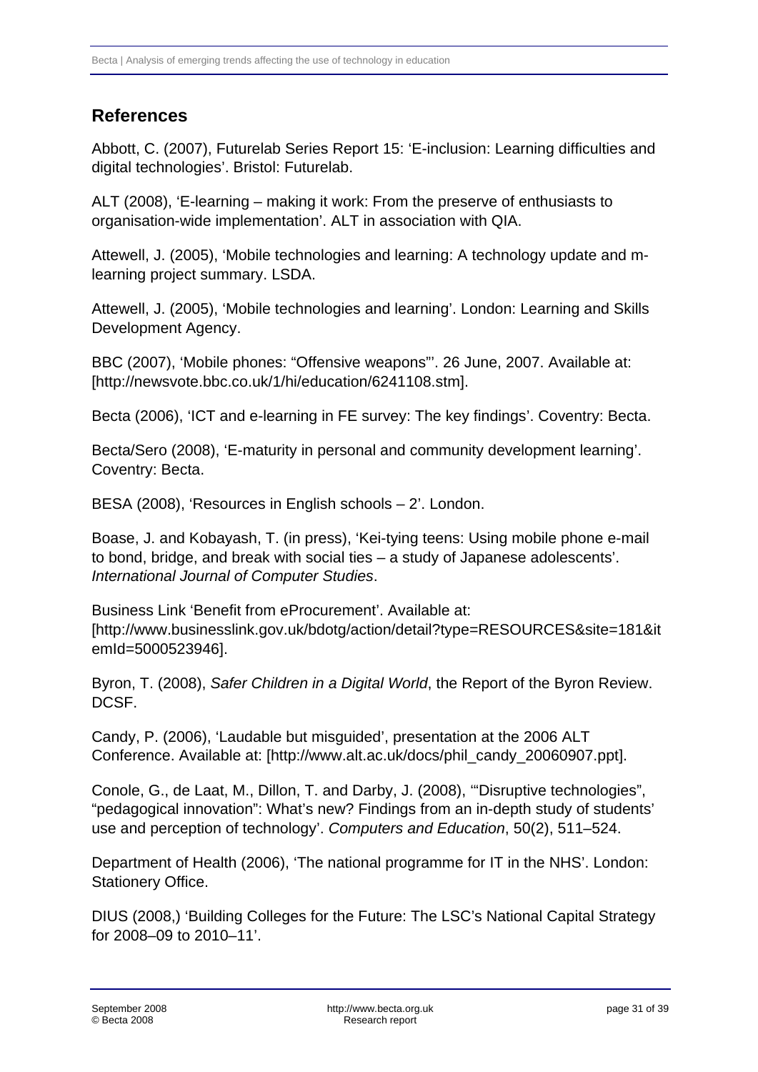## References

Abbott, C. (2007), Futurelab Series Report 15: 'E-inclusion: Learning difficulties and digital technologies'. Bristol: Futurelab.

ALT (2008), 'E-learning – making it work: From the preserve of enthusiasts to organisation-wide implementation'. ALT in association with QIA.

Attewell, J. (2005), 'Mobile technologies and learning: A technology update and m-learning project summary. LSDA.

Attewell, J. (2005), 'Mobile technologies and learning'. London: Learning and Skills Development Agency.

BBC (2007), 'Mobile phones: "Offensive weapons"'. 26 June, 2007. Available at: [http://newsvote.bbc.co.uk/1/hi/education/6241108.stm].

Becta (2006), 'ICT and e-learning in FE survey: The key findings'. Coventry: Becta.

Becta/Sero (2008), 'E-maturity in personal and community development learning'. Coventry: Becta.

BESA (2008), 'Resources in English schools – 2'. London.

Boase, J. and Kobayash, T. (in press), 'Kei-tying teens: Using mobile phone e-mail to bond, bridge, and break with social ties – a study of Japanese adolescents'. *International Journal of Computer Studies*.

Business Link 'Benefit from eProcurement'. Available at: [http://www.businesslink.gov.uk/bdotg/action/detail?type=RESOURCES&site=181&itemId=5000523946].

Byron, T. (2008), *Safer Children in a Digital World*, the Report of the Byron Review. DCSF.

Candy, P. (2006), 'Laudable but misguided', presentation at the 2006 ALT Conference. Available at: [http://www.alt.ac.uk/docs/phil_candy_20060907.ppt].

Conole, G., de Laat, M., Dillon, T. and Darby, J. (2008), '"Disruptive technologies", "pedagogical innovation": What's new? Findings from an in-depth study of students' use and perception of technology'. *Computers and Education*, 50(2), 511–524.

Department of Health (2006), 'The national programme for IT in the NHS'. London: Stationery Office.

DIUS (2008,) 'Building Colleges for the Future: The LSC's National Capital Strategy for 2008–09 to 2010–11'.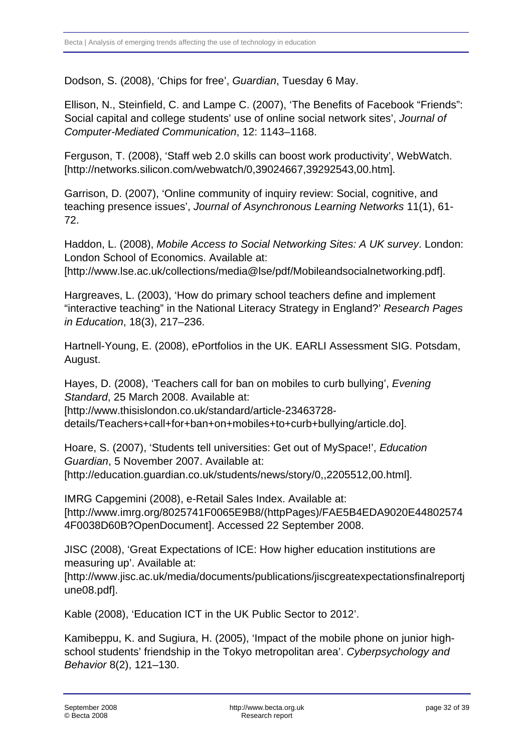Dodson, S. (2008), 'Chips for free', *Guardian*, Tuesday 6 May.

Ellison, N., Steinfield, C. and Lampe C. (2007), 'The Benefits of Facebook "Friends": Social capital and college students' use of online social network sites', *Journal of Computer-Mediated Communication*, 12: 1143–1168.

Ferguson, T. (2008), 'Staff web 2.0 skills can boost work productivity', WebWatch. [http://networks.silicon.com/webwatch/0,39024667,39292543,00.htm].

Garrison, D. (2007), 'Online community of inquiry review: Social, cognitive, and teaching presence issues', *Journal of Asynchronous Learning Networks* 11(1), 61-72.

Haddon, L. (2008), *Mobile Access to Social Networking Sites: A UK survey*. London: London School of Economics. Available at: [http://www.lse.ac.uk/collections/media@lse/pdf/Mobileandsocialnetworking.pdf].

Hargreaves, L. (2003), 'How do primary school teachers define and implement "interactive teaching" in the National Literacy Strategy in England?' *Research Pages in Education*, 18(3), 217–236.

Hartnell-Young, E. (2008), ePortfolios in the UK. EARLI Assessment SIG. Potsdam, August.

Hayes, D. (2008), 'Teachers call for ban on mobiles to curb bullying', *Evening Standard*, 25 March 2008. Available at: [http://www.thisislondon.co.uk/standard/article-23463728-details/Teachers+call+for+ban+on+mobiles+to+curb+bullying/article.do].

Hoare, S. (2007), 'Students tell universities: Get out of MySpace!', *Education Guardian*, 5 November 2007. Available at: [http://education.guardian.co.uk/students/news/story/0,,2205512,00.html].

IMRG Capgemini (2008), e-Retail Sales Index. Available at: [http://www.imrg.org/8025741F0065E9B8/(httpPages)/FAE5B4EDA9020E448025744F0038D60B?OpenDocument]. Accessed 22 September 2008.

JISC (2008), 'Great Expectations of ICE: How higher education institutions are measuring up'. Available at: [http://www.jisc.ac.uk/media/documents/publications/jiscgreatexpectationsfinalreportjune08.pdf].

Kable (2008), 'Education ICT in the UK Public Sector to 2012'.

Kamibeppu, K. and Sugiura, H. (2005), 'Impact of the mobile phone on junior high-school students' friendship in the Tokyo metropolitan area'. *Cyberpsychology and Behavior* 8(2), 121–130.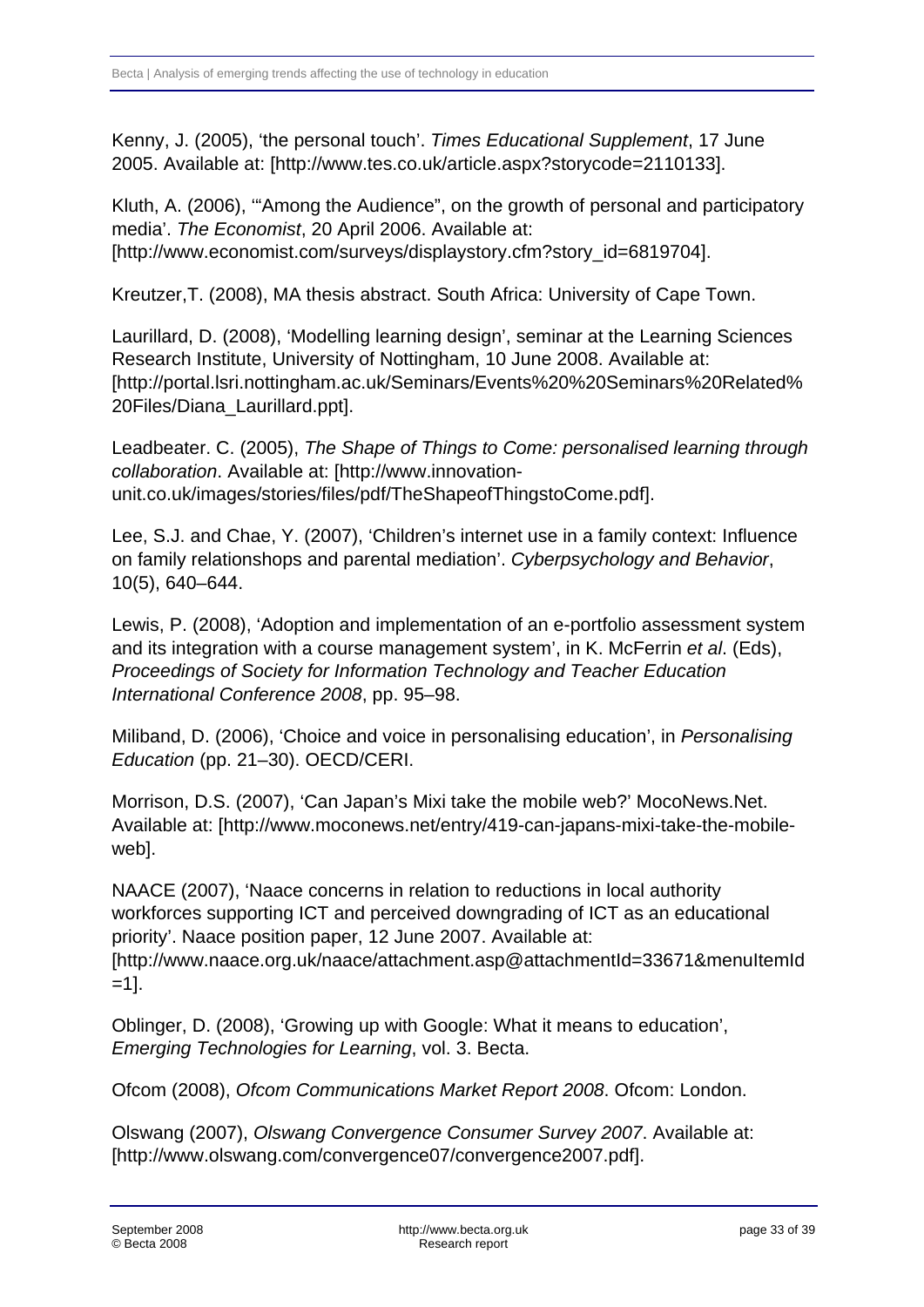Kenny, J. (2005), 'the personal touch'. *Times Educational Supplement*, 17 June 2005. Available at: [http://www.tes.co.uk/article.aspx?storycode=2110133].

Kluth, A. (2006), '"Among the Audience", on the growth of personal and participatory media'. *The Economist*, 20 April 2006. Available at: [http://www.economist.com/surveys/displaystory.cfm?story_id=6819704].

Kreutzer,T. (2008), MA thesis abstract. South Africa: University of Cape Town.

Laurillard, D. (2008), 'Modelling learning design', seminar at the Learning Sciences Research Institute, University of Nottingham, 10 June 2008. Available at: [http://portal.lsri.nottingham.ac.uk/Seminars/Events%20%20Seminars%20Related%20Files/Diana_Laurillard.ppt].

Leadbeater. C. (2005), *The Shape of Things to Come: personalised learning through collaboration*. Available at: [http://www.innovation-unit.co.uk/images/stories/files/pdf/TheShapeofThingstoCome.pdf].

Lee, S.J. and Chae, Y. (2007), 'Children's internet use in a family context: Influence on family relationshops and parental mediation'. *Cyberpsychology and Behavior*, 10(5), 640–644.

Lewis, P. (2008), 'Adoption and implementation of an e-portfolio assessment system and its integration with a course management system', in K. McFerrin *et al*. (Eds), *Proceedings of Society for Information Technology and Teacher Education International Conference 2008*, pp. 95–98.

Miliband, D. (2006), 'Choice and voice in personalising education', in *Personalising Education* (pp. 21–30). OECD/CERI.

Morrison, D.S. (2007), 'Can Japan's Mixi take the mobile web?' MocoNews.Net. Available at: [http://www.moconews.net/entry/419-can-japans-mixi-take-the-mobile-web].

NAACE (2007), 'Naace concerns in relation to reductions in local authority workforces supporting ICT and perceived downgrading of ICT as an educational priority'. Naace position paper, 12 June 2007. Available at: [http://www.naace.org.uk/naace/attachment.asp@attachmentId=33671&menuItemId=1].

Oblinger, D. (2008), 'Growing up with Google: What it means to education', *Emerging Technologies for Learning*, vol. 3. Becta.

Ofcom (2008), *Ofcom Communications Market Report 2008*. Ofcom: London.

Olswang (2007), *Olswang Convergence Consumer Survey 2007*. Available at: [http://www.olswang.com/convergence07/convergence2007.pdf].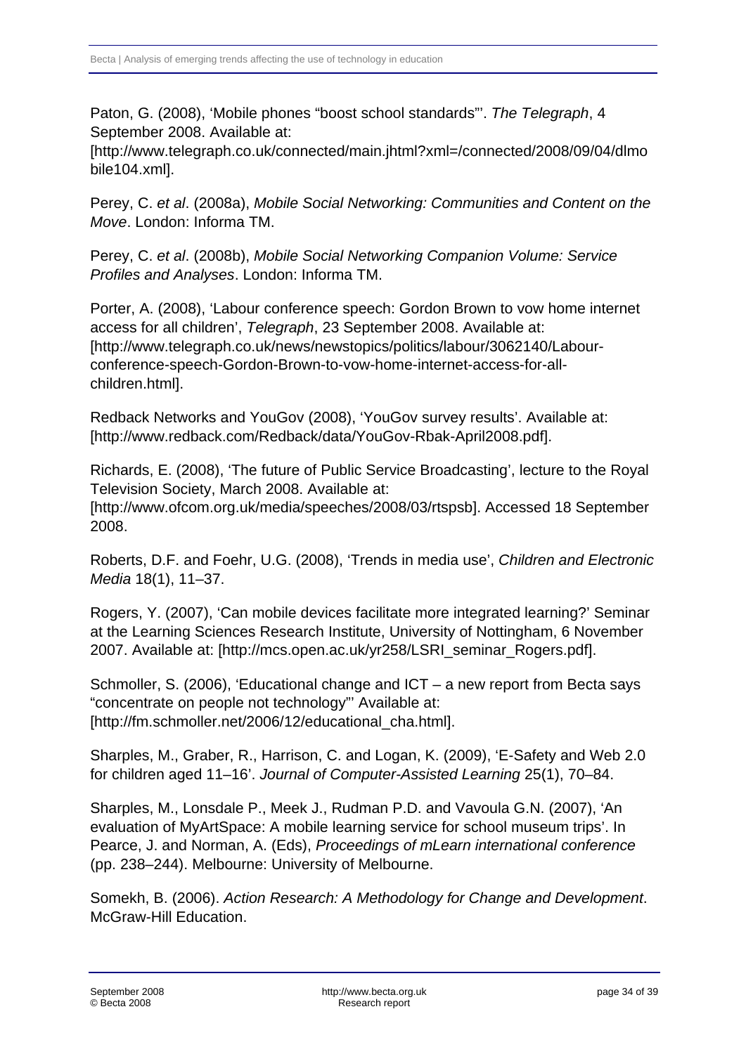Paton, G. (2008), 'Mobile phones "boost school standards"'. *The Telegraph*, 4 September 2008. Available at: [http://www.telegraph.co.uk/connected/main.jhtml?xml=/connected/2008/09/04/dlmobile104.xml].

Perey, C. *et al*. (2008a), *Mobile Social Networking: Communities and Content on the Move*. London: Informa TM.

Perey, C. *et al*. (2008b), *Mobile Social Networking Companion Volume: Service Profiles and Analyses*. London: Informa TM.

Porter, A. (2008), 'Labour conference speech: Gordon Brown to vow home internet access for all children', *Telegraph*, 23 September 2008. Available at: [http://www.telegraph.co.uk/news/newstopics/politics/labour/3062140/Labour-conference-speech-Gordon-Brown-to-vow-home-internet-access-for-all-children.html].

Redback Networks and YouGov (2008), 'YouGov survey results'. Available at: [http://www.redback.com/Redback/data/YouGov-Rbak-April2008.pdf].

Richards, E. (2008), 'The future of Public Service Broadcasting', lecture to the Royal Television Society, March 2008. Available at: [http://www.ofcom.org.uk/media/speeches/2008/03/rtspsb]. Accessed 18 September 2008.

Roberts, D.F. and Foehr, U.G. (2008), 'Trends in media use', *Children and Electronic Media* 18(1), 11–37.

Rogers, Y. (2007), 'Can mobile devices facilitate more integrated learning?' Seminar at the Learning Sciences Research Institute, University of Nottingham, 6 November 2007. Available at: [http://mcs.open.ac.uk/yr258/LSRI_seminar_Rogers.pdf].

Schmoller, S. (2006), 'Educational change and ICT – a new report from Becta says "concentrate on people not technology"' Available at: [http://fm.schmoller.net/2006/12/educational_cha.html].

Sharples, M., Graber, R., Harrison, C. and Logan, K. (2009), 'E-Safety and Web 2.0 for children aged 11–16'. *Journal of Computer-Assisted Learning* 25(1), 70–84.

Sharples, M., Lonsdale P., Meek J., Rudman P.D. and Vavoula G.N. (2007), 'An evaluation of MyArtSpace: A mobile learning service for school museum trips'. In Pearce, J. and Norman, A. (Eds), *Proceedings of mLearn international conference* (pp. 238–244). Melbourne: University of Melbourne.

Somekh, B. (2006). *Action Research: A Methodology for Change and Development*. McGraw-Hill Education.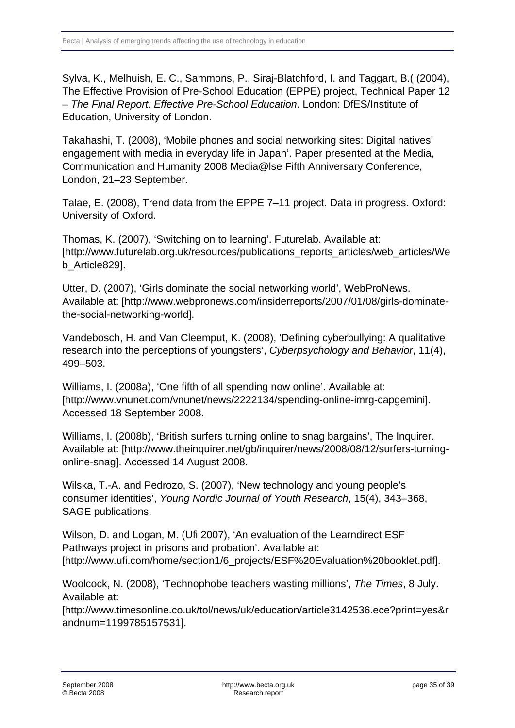Sylva, K., Melhuish, E. C., Sammons, P., Siraj-Blatchford, I. and Taggart, B.( (2004), The Effective Provision of Pre-School Education (EPPE) project, Technical Paper 12 – *The Final Report: Effective Pre-School Education*. London: DfES/Institute of Education, University of London.

Takahashi, T. (2008), 'Mobile phones and social networking sites: Digital natives' engagement with media in everyday life in Japan'. Paper presented at the Media, Communication and Humanity 2008 Media@lse Fifth Anniversary Conference, London, 21–23 September.

Talae, E. (2008), Trend data from the EPPE 7–11 project. Data in progress. Oxford: University of Oxford.

Thomas, K. (2007), 'Switching on to learning'. Futurelab. Available at: [http://www.futurelab.org.uk/resources/publications_reports_articles/web_articles/Web_Article829].

Utter, D. (2007), 'Girls dominate the social networking world', WebProNews. Available at: [http://www.webpronews.com/insiderreports/2007/01/08/girls-dominate-the-social-networking-world].

Vandebosch, H. and Van Cleemput, K. (2008), 'Defining cyberbullying: A qualitative research into the perceptions of youngsters', *Cyberpsychology and Behavior*, 11(4), 499–503.

Williams, I. (2008a), 'One fifth of all spending now online'. Available at: [http://www.vnunet.com/vnunet/news/2222134/spending-online-imrg-capgemini]. Accessed 18 September 2008.

Williams, I. (2008b), 'British surfers turning online to snag bargains', The Inquirer. Available at: [http://www.theinquirer.net/gb/inquirer/news/2008/08/12/surfers-turning-online-snag]. Accessed 14 August 2008.

Wilska, T.-A. and Pedrozo, S. (2007), 'New technology and young people's consumer identities', *Young Nordic Journal of Youth Research*, 15(4), 343–368, SAGE publications.

Wilson, D. and Logan, M. (Ufi 2007), 'An evaluation of the Learndirect ESF Pathways project in prisons and probation'. Available at: [http://www.ufi.com/home/section1/6_projects/ESF%20Evaluation%20booklet.pdf].

Woolcock, N. (2008), 'Technophobe teachers wasting millions', *The Times*, 8 July. Available at: [http://www.timesonline.co.uk/tol/news/uk/education/article3142536.ece?print=yes&randnum=1199785157531].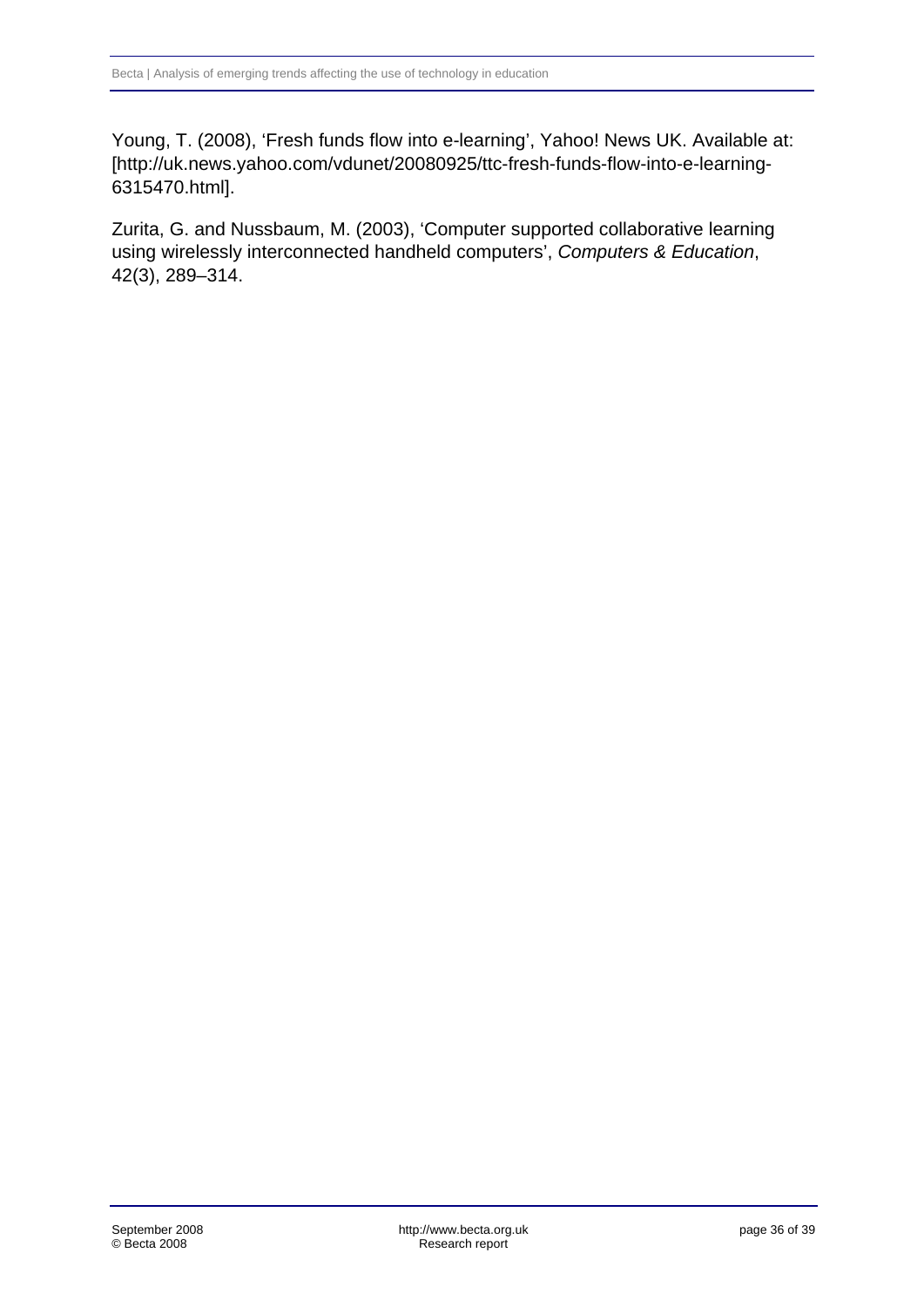Young, T. (2008), 'Fresh funds flow into e-learning', Yahoo! News UK. Available at: [http://uk.news.yahoo.com/vdunet/20080925/ttc-fresh-funds-flow-into-e-learning-6315470.html].

Zurita, G. and Nussbaum, M. (2003), 'Computer supported collaborative learning using wirelessly interconnected handheld computers', *Computers & Education*, 42(3), 289–314.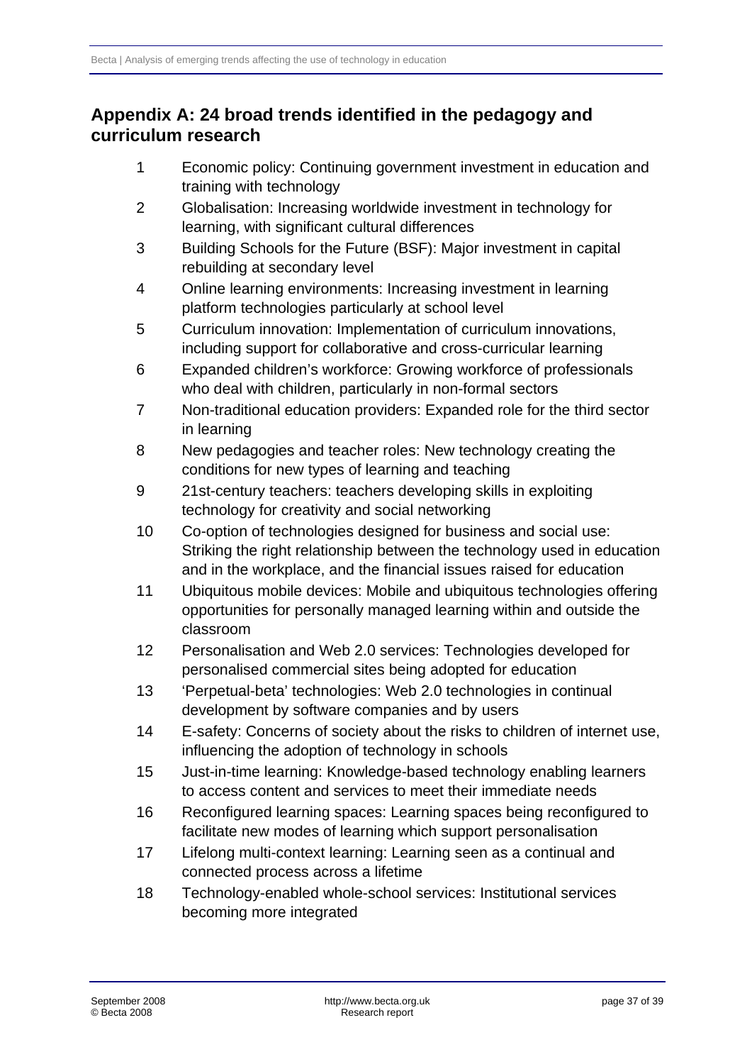## Appendix A: 24 broad trends identified in the pedagogy and curriculum research

1. Economic policy: Continuing government investment in education and training with technology
2. Globalisation: Increasing worldwide investment in technology for learning, with significant cultural differences
3. Building Schools for the Future (BSF): Major investment in capital rebuilding at secondary level
4. Online learning environments: Increasing investment in learning platform technologies particularly at school level
5. Curriculum innovation: Implementation of curriculum innovations, including support for collaborative and cross-curricular learning
6. Expanded children's workforce: Growing workforce of professionals who deal with children, particularly in non-formal sectors
7. Non-traditional education providers: Expanded role for the third sector in learning
8. New pedagogies and teacher roles: New technology creating the conditions for new types of learning and teaching
9. 21st-century teachers: teachers developing skills in exploiting technology for creativity and social networking
10. Co-option of technologies designed for business and social use: Striking the right relationship between the technology used in education and in the workplace, and the financial issues raised for education
11. Ubiquitous mobile devices: Mobile and ubiquitous technologies offering opportunities for personally managed learning within and outside the classroom
12. Personalisation and Web 2.0 services: Technologies developed for personalised commercial sites being adopted for education
13. 'Perpetual-beta' technologies: Web 2.0 technologies in continual development by software companies and by users
14. E-safety: Concerns of society about the risks to children of internet use, influencing the adoption of technology in schools
15. Just-in-time learning: Knowledge-based technology enabling learners to access content and services to meet their immediate needs
16. Reconfigured learning spaces: Learning spaces being reconfigured to facilitate new modes of learning which support personalisation
17. Lifelong multi-context learning: Learning seen as a continual and connected process across a lifetime
18. Technology-enabled whole-school services: Institutional services becoming more integrated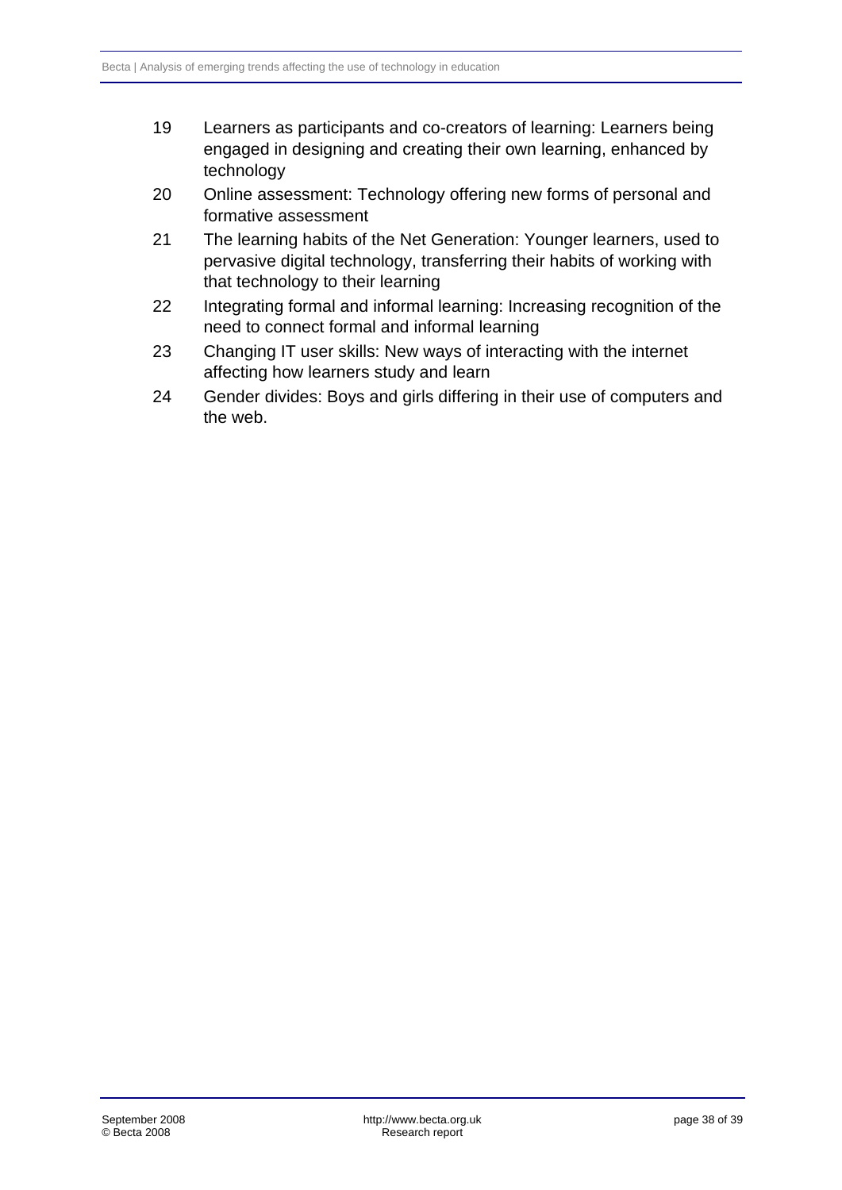19 Learners as participants and co-creators of learning: Learners being engaged in designing and creating their own learning, enhanced by technology

20 Online assessment: Technology offering new forms of personal and formative assessment

21 The learning habits of the Net Generation: Younger learners, used to pervasive digital technology, transferring their habits of working with that technology to their learning

22 Integrating formal and informal learning: Increasing recognition of the need to connect formal and informal learning

23 Changing IT user skills: New ways of interacting with the internet affecting how learners study and learn

24 Gender divides: Boys and girls differing in their use of computers and the web.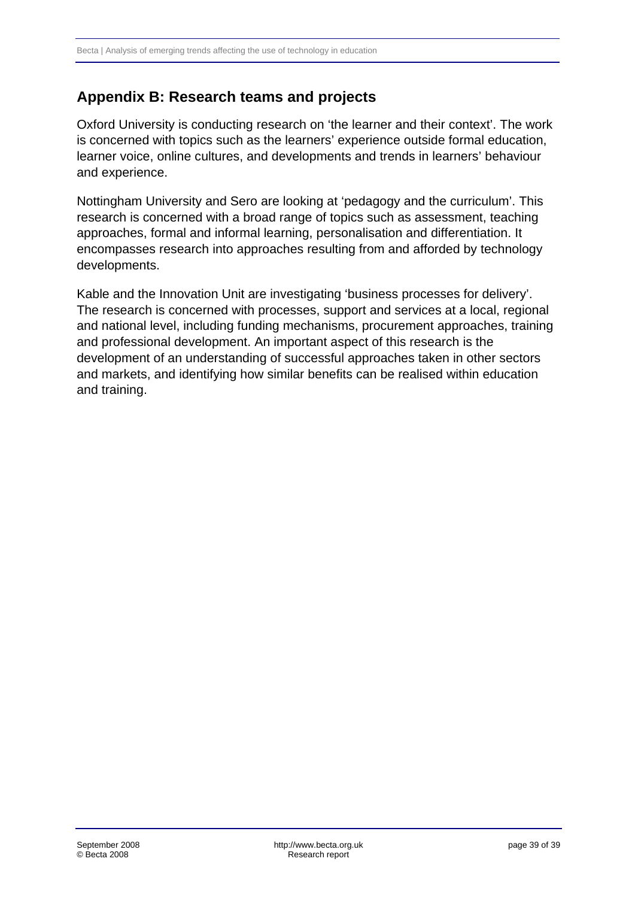## Appendix B: Research teams and projects

Oxford University is conducting research on 'the learner and their context'. The work is concerned with topics such as the learners' experience outside formal education, learner voice, online cultures, and developments and trends in learners' behaviour and experience.

Nottingham University and Sero are looking at 'pedagogy and the curriculum'. This research is concerned with a broad range of topics such as assessment, teaching approaches, formal and informal learning, personalisation and differentiation. It encompasses research into approaches resulting from and afforded by technology developments.

Kable and the Innovation Unit are investigating 'business processes for delivery'. The research is concerned with processes, support and services at a local, regional and national level, including funding mechanisms, procurement approaches, training and professional development. An important aspect of this research is the development of an understanding of successful approaches taken in other sectors and markets, and identifying how similar benefits can be realised within education and training.